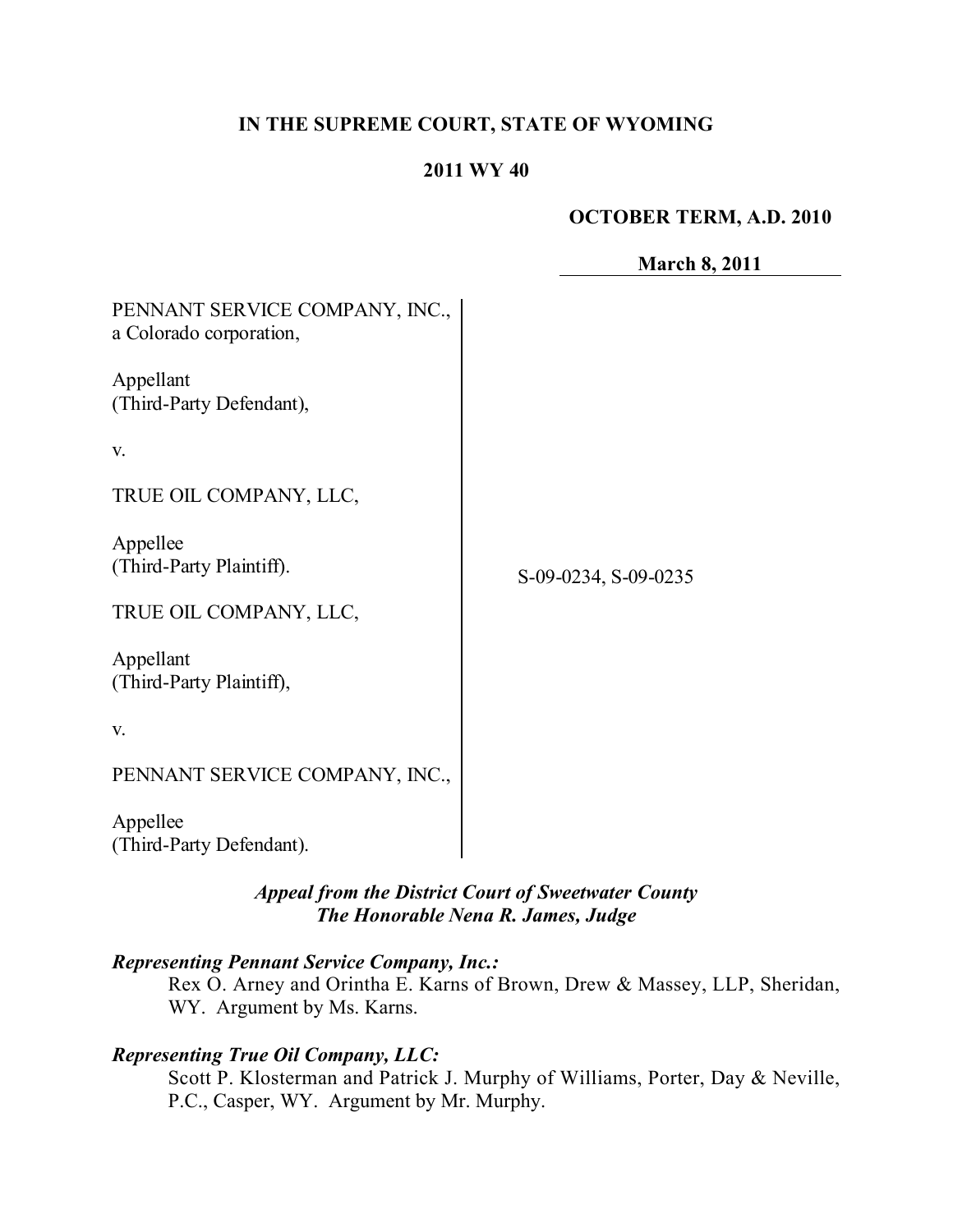**IN THE SUPREME COURT, STATE OF WYOMING**

**2011 WY 40**

**OCTOBER TERM, A.D. 2010**

**March 8, 2011**

PENNANT SERVICE COMPANY, INC., a Colorado corporation,

Appellant
(Third-Party Defendant),

v.

TRUE OIL COMPANY, LLC,

Appellee
(Third-Party Plaintiff).

S-09-0234, S-09-0235

TRUE OIL COMPANY, LLC,

Appellant
(Third-Party Plaintiff),

v.

PENNANT SERVICE COMPANY, INC.,

Appellee
(Third-Party Defendant).

***Appeal from the District Court of Sweetwater County***
***The Honorable Nena R. James, Judge***

***Representing Pennant Service Company, Inc.:***
Rex O. Arney and Orintha E. Karns of Brown, Drew & Massey, LLP, Sheridan, WY. Argument by Ms. Karns.

***Representing True Oil Company, LLC:***
Scott P. Klosterman and Patrick J. Murphy of Williams, Porter, Day & Neville, P.C., Casper, WY. Argument by Mr. Murphy.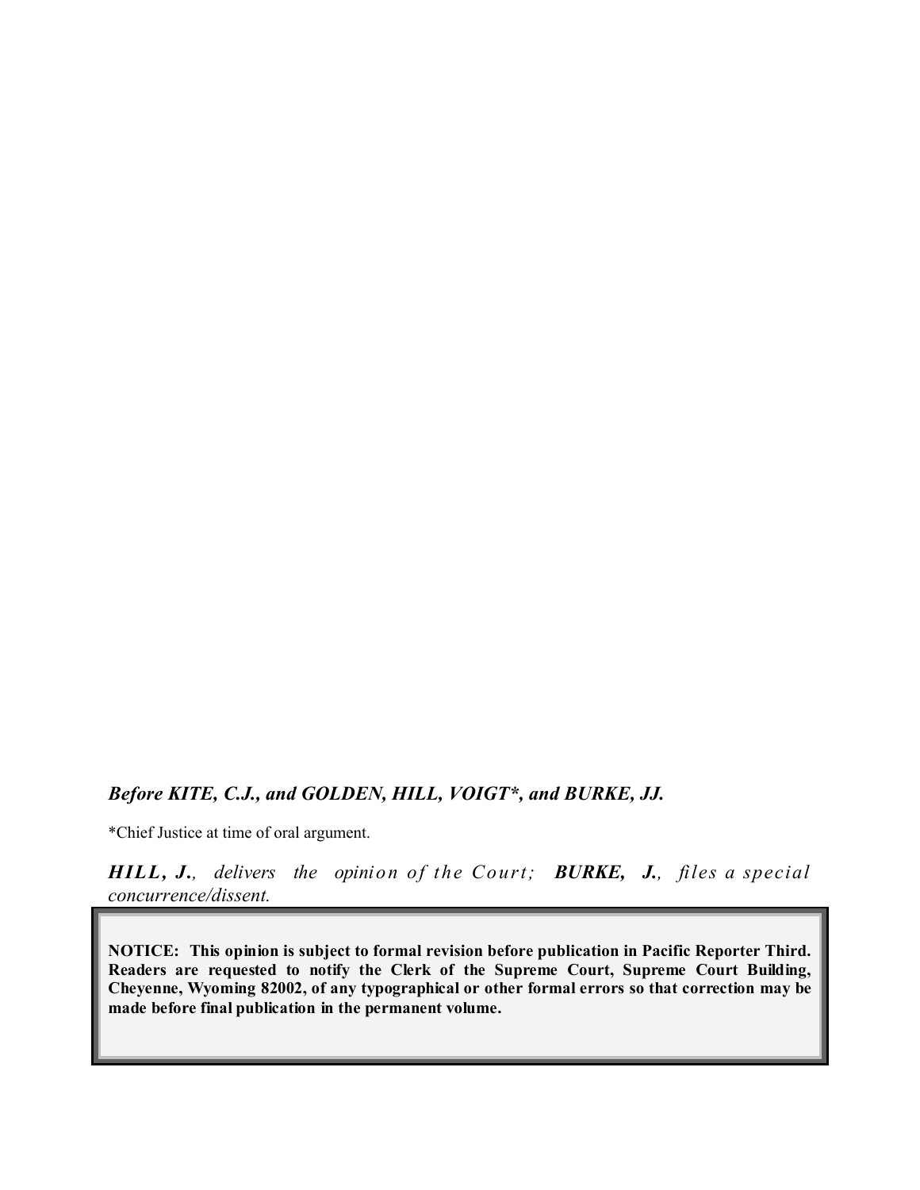***Before KITE, C.J., and GOLDEN, HILL, VOIGT\*, and BURKE, JJ.***

*Chief Justice at time of oral argument.

***HILL, J.**, delivers the opinion of the Court;* ***BURKE, J.**, files a special concurrence/dissent.*

**NOTICE: This opinion is subject to formal revision before publication in Pacific Reporter Third. Readers are requested to notify the Clerk of the Supreme Court, Supreme Court Building, Cheyenne, Wyoming 82002, of any typographical or other formal errors so that correction may be made before final publication in the permanent volume.**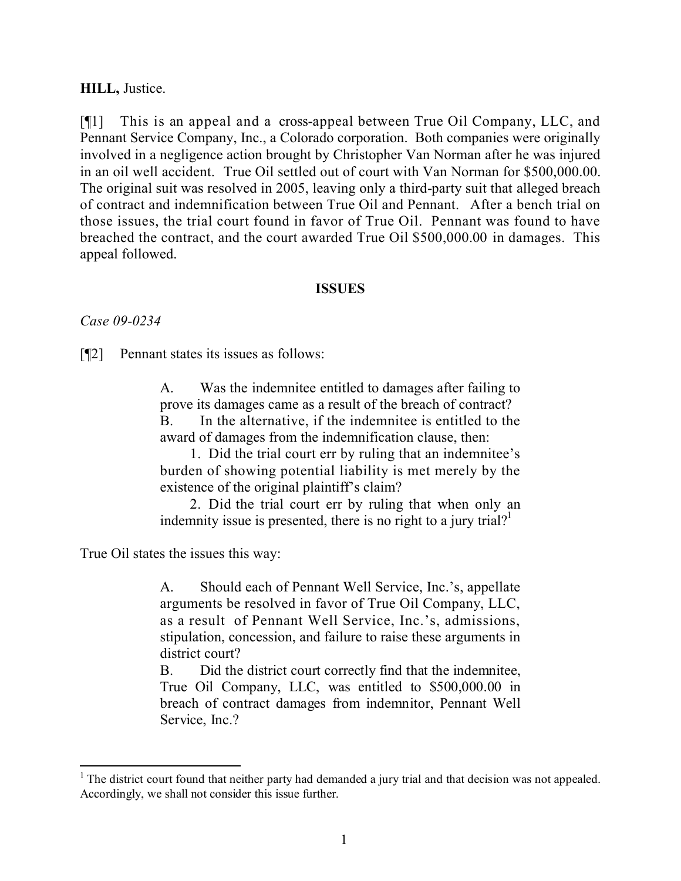**HILL,** Justice.

[¶1] This is an appeal and a cross-appeal between True Oil Company, LLC, and Pennant Service Company, Inc., a Colorado corporation. Both companies were originally involved in a negligence action brought by Christopher Van Norman after he was injured in an oil well accident. True Oil settled out of court with Van Norman for $500,000.00. The original suit was resolved in 2005, leaving only a third-party suit that alleged breach of contract and indemnification between True Oil and Pennant. After a bench trial on those issues, the trial court found in favor of True Oil. Pennant was found to have breached the contract, and the court awarded True Oil $500,000.00 in damages. This appeal followed.

## ISSUES

*Case 09-0234*

[¶2] Pennant states its issues as follows:

> A. Was the indemnitee entitled to damages after failing to prove its damages came as a result of the breach of contract?
> B. In the alternative, if the indemnitee is entitled to the award of damages from the indemnification clause, then:
> 1. Did the trial court err by ruling that an indemnitee's burden of showing potential liability is met merely by the existence of the original plaintiff's claim?
> 2. Did the trial court err by ruling that when only an indemnity issue is presented, there is no right to a jury trial?[1]

True Oil states the issues this way:

> A. Should each of Pennant Well Service, Inc.'s, appellate arguments be resolved in favor of True Oil Company, LLC, as a result of Pennant Well Service, Inc.'s, admissions, stipulation, concession, and failure to raise these arguments in district court?
> B. Did the district court correctly find that the indemnitee, True Oil Company, LLC, was entitled to $500,000.00 in breach of contract damages from indemnitor, Pennant Well Service, Inc.?

[1] The district court found that neither party had demanded a jury trial and that decision was not appealed. Accordingly, we shall not consider this issue further.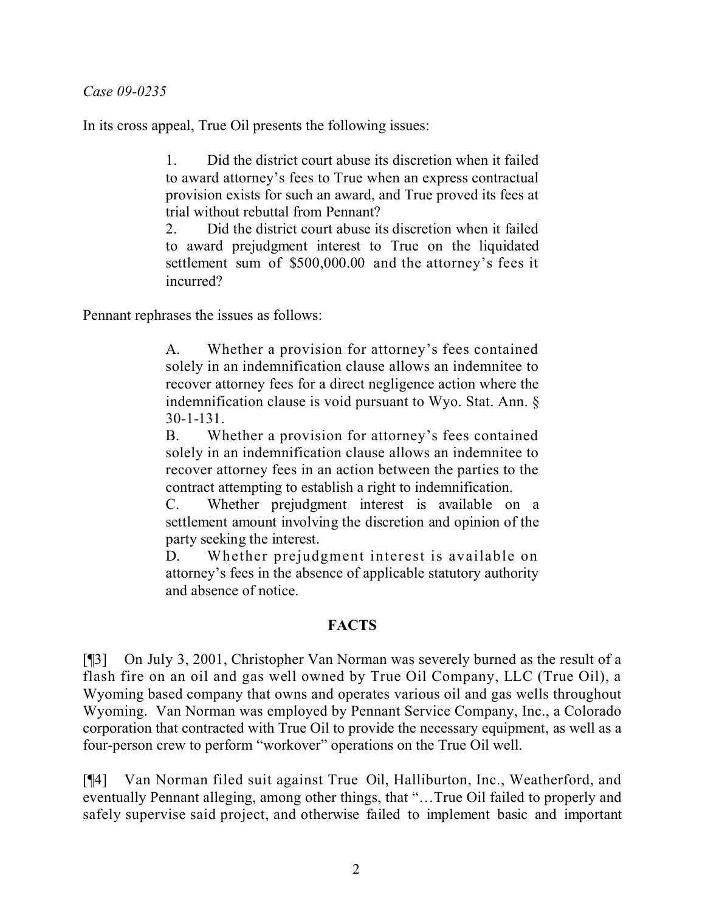*Case 09-0235*

In its cross appeal, True Oil presents the following issues:

> 1. Did the district court abuse its discretion when it failed to award attorney's fees to True when an express contractual provision exists for such an award, and True proved its fees at trial without rebuttal from Pennant?
> 2. Did the district court abuse its discretion when it failed to award prejudgment interest to True on the liquidated settlement sum of $500,000.00 and the attorney's fees it incurred?

Pennant rephrases the issues as follows:

> A. Whether a provision for attorney's fees contained solely in an indemnification clause allows an indemnitee to recover attorney fees for a direct negligence action where the indemnification clause is void pursuant to Wyo. Stat. Ann. § 30-1-131.
>
> B. Whether a provision for attorney's fees contained solely in an indemnification clause allows an indemnitee to recover attorney fees in an action between the parties to the contract attempting to establish a right to indemnification.
>
> C. Whether prejudgment interest is available on a settlement amount involving the discretion and opinion of the party seeking the interest.
>
> D. Whether prejudgment interest is available on attorney's fees in the absence of applicable statutory authority and absence of notice.

## FACTS

[¶3] On July 3, 2001, Christopher Van Norman was severely burned as the result of a flash fire on an oil and gas well owned by True Oil Company, LLC (True Oil), a Wyoming based company that owns and operates various oil and gas wells throughout Wyoming. Van Norman was employed by Pennant Service Company, Inc., a Colorado corporation that contracted with True Oil to provide the necessary equipment, as well as a four-person crew to perform "workover" operations on the True Oil well.

[¶4] Van Norman filed suit against True Oil, Halliburton, Inc., Weatherford, and eventually Pennant alleging, among other things, that "…True Oil failed to properly and safely supervise said project, and otherwise failed to implement basic and important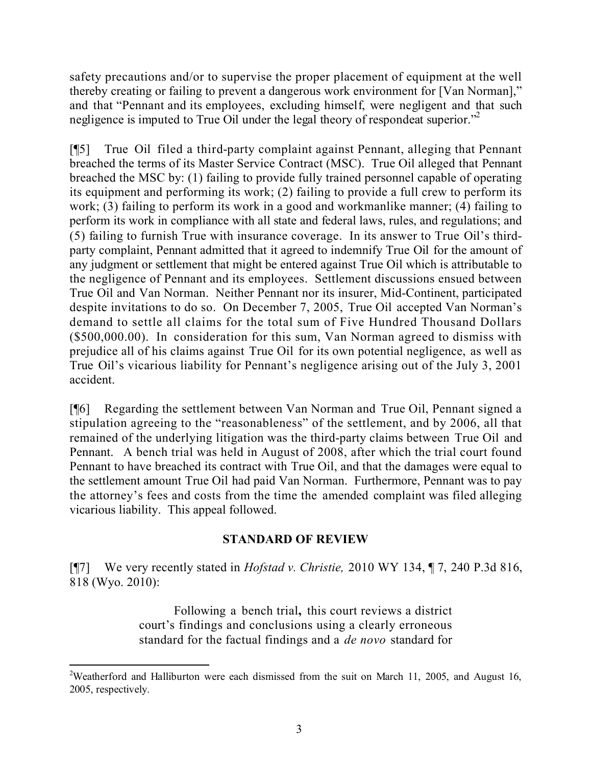safety precautions and/or to supervise the proper placement of equipment at the well thereby creating or failing to prevent a dangerous work environment for [Van Norman]," and that "Pennant and its employees, excluding himself, were negligent and that such negligence is imputed to True Oil under the legal theory of respondeat superior."[2]

[¶5] True Oil filed a third-party complaint against Pennant, alleging that Pennant breached the terms of its Master Service Contract (MSC). True Oil alleged that Pennant breached the MSC by: (1) failing to provide fully trained personnel capable of operating its equipment and performing its work; (2) failing to provide a full crew to perform its work; (3) failing to perform its work in a good and workmanlike manner; (4) failing to perform its work in compliance with all state and federal laws, rules, and regulations; and (5) failing to furnish True with insurance coverage. In its answer to True Oil's third-party complaint, Pennant admitted that it agreed to indemnify True Oil for the amount of any judgment or settlement that might be entered against True Oil which is attributable to the negligence of Pennant and its employees. Settlement discussions ensued between True Oil and Van Norman. Neither Pennant nor its insurer, Mid-Continent, participated despite invitations to do so. On December 7, 2005, True Oil accepted Van Norman's demand to settle all claims for the total sum of Five Hundred Thousand Dollars ($500,000.00). In consideration for this sum, Van Norman agreed to dismiss with prejudice all of his claims against True Oil for its own potential negligence, as well as True Oil's vicarious liability for Pennant's negligence arising out of the July 3, 2001 accident.

[¶6] Regarding the settlement between Van Norman and True Oil, Pennant signed a stipulation agreeing to the "reasonableness" of the settlement, and by 2006, all that remained of the underlying litigation was the third-party claims between True Oil and Pennant. A bench trial was held in August of 2008, after which the trial court found Pennant to have breached its contract with True Oil, and that the damages were equal to the settlement amount True Oil had paid Van Norman. Furthermore, Pennant was to pay the attorney's fees and costs from the time the amended complaint was filed alleging vicarious liability. This appeal followed.

## STANDARD OF REVIEW

[¶7] We very recently stated in *Hofstad v. Christie,* 2010 WY 134, ¶ 7, 240 P.3d 816, 818 (Wyo. 2010):

> Following a bench trial**,** this court reviews a district court's findings and conclusions using a clearly erroneous standard for the factual findings and a *de novo* standard for

---

[2] Weatherford and Halliburton were each dismissed from the suit on March 11, 2005, and August 16, 2005, respectively.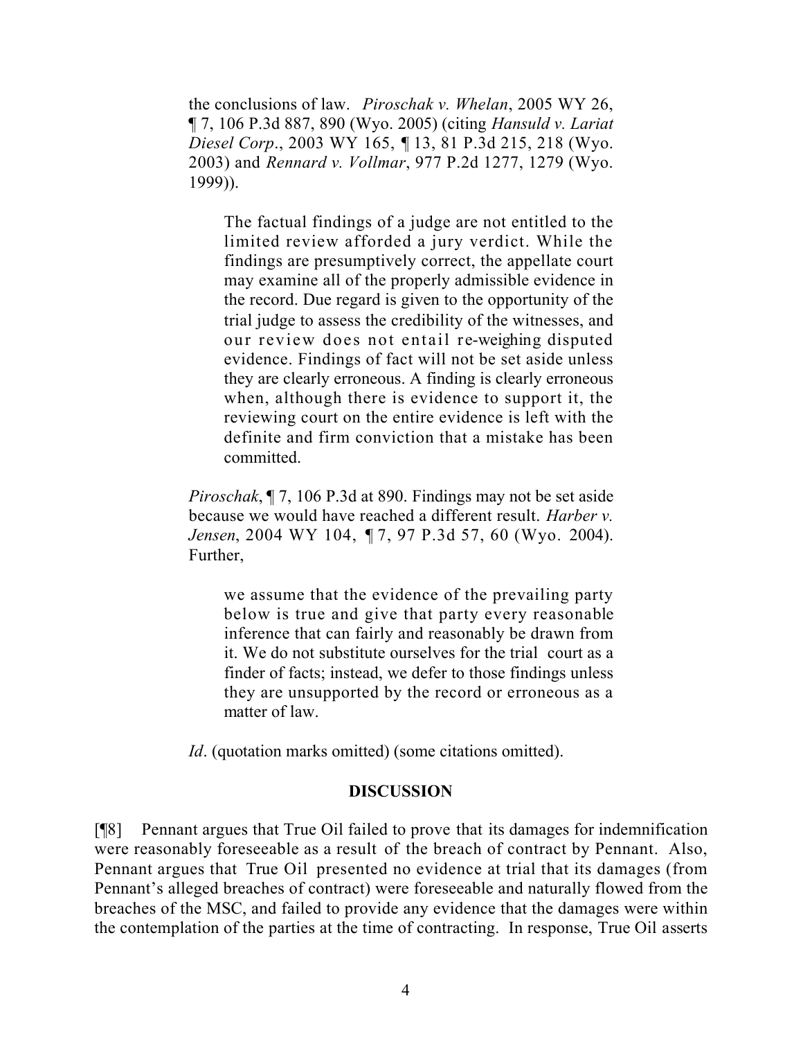the conclusions of law. *Piroschak v. Whelan*, 2005 WY 26, ¶ 7, 106 P.3d 887, 890 (Wyo. 2005) (citing *Hansuld v. Lariat Diesel Corp*., 2003 WY 165, ¶ 13, 81 P.3d 215, 218 (Wyo. 2003) and *Rennard v. Vollmar*, 977 P.2d 1277, 1279 (Wyo. 1999)).

> The factual findings of a judge are not entitled to the limited review afforded a jury verdict. While the findings are presumptively correct, the appellate court may examine all of the properly admissible evidence in the record. Due regard is given to the opportunity of the trial judge to assess the credibility of the witnesses, and our review does not entail re-weighing disputed evidence. Findings of fact will not be set aside unless they are clearly erroneous. A finding is clearly erroneous when, although there is evidence to support it, the reviewing court on the entire evidence is left with the definite and firm conviction that a mistake has been committed.

*Piroschak*, ¶ 7, 106 P.3d at 890. Findings may not be set aside because we would have reached a different result. *Harber v. Jensen*, 2004 WY 104, ¶ 7, 97 P.3d 57, 60 (Wyo. 2004). Further,

> we assume that the evidence of the prevailing party below is true and give that party every reasonable inference that can fairly and reasonably be drawn from it. We do not substitute ourselves for the trial court as a finder of facts; instead, we defer to those findings unless they are unsupported by the record or erroneous as a matter of law.

*Id*. (quotation marks omitted) (some citations omitted).

## DISCUSSION

[¶8] Pennant argues that True Oil failed to prove that its damages for indemnification were reasonably foreseeable as a result of the breach of contract by Pennant. Also, Pennant argues that True Oil presented no evidence at trial that its damages (from Pennant's alleged breaches of contract) were foreseeable and naturally flowed from the breaches of the MSC, and failed to provide any evidence that the damages were within the contemplation of the parties at the time of contracting. In response, True Oil asserts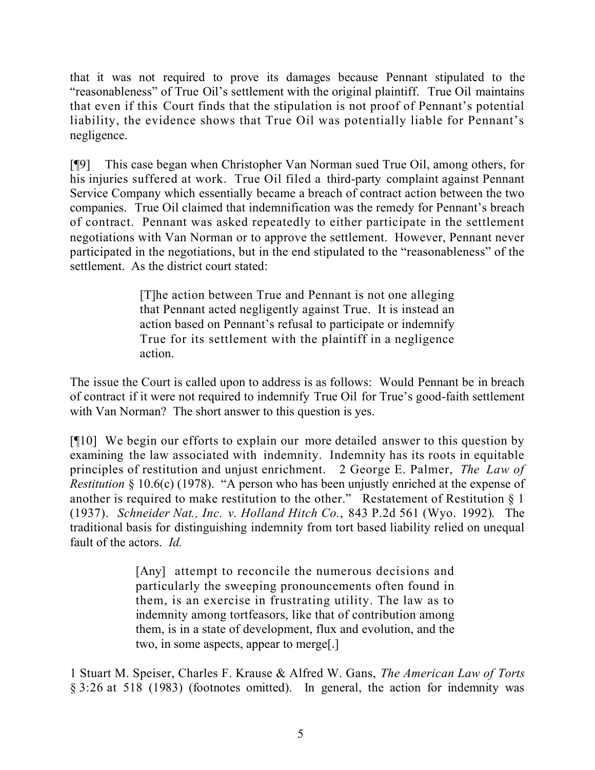that it was not required to prove its damages because Pennant stipulated to the "reasonableness" of True Oil's settlement with the original plaintiff. True Oil maintains that even if this Court finds that the stipulation is not proof of Pennant's potential liability, the evidence shows that True Oil was potentially liable for Pennant's negligence.

[¶9] This case began when Christopher Van Norman sued True Oil, among others, for his injuries suffered at work. True Oil filed a third-party complaint against Pennant Service Company which essentially became a breach of contract action between the two companies. True Oil claimed that indemnification was the remedy for Pennant's breach of contract. Pennant was asked repeatedly to either participate in the settlement negotiations with Van Norman or to approve the settlement. However, Pennant never participated in the negotiations, but in the end stipulated to the "reasonableness" of the settlement. As the district court stated:

> [T]he action between True and Pennant is not one alleging that Pennant acted negligently against True. It is instead an action based on Pennant's refusal to participate or indemnify True for its settlement with the plaintiff in a negligence action.

The issue the Court is called upon to address is as follows: Would Pennant be in breach of contract if it were not required to indemnify True Oil for True's good-faith settlement with Van Norman? The short answer to this question is yes.

[¶10] We begin our efforts to explain our more detailed answer to this question by examining the law associated with indemnity. Indemnity has its roots in equitable principles of restitution and unjust enrichment. 2 George E. Palmer, *The Law of Restitution* § 10.6(c) (1978). "A person who has been unjustly enriched at the expense of another is required to make restitution to the other." Restatement of Restitution § 1 (1937). *Schneider Nat., Inc. v. Holland Hitch Co.*, 843 P.2d 561 (Wyo. 1992). The traditional basis for distinguishing indemnity from tort based liability relied on unequal fault of the actors. *Id.*

> [Any] attempt to reconcile the numerous decisions and particularly the sweeping pronouncements often found in them, is an exercise in frustrating utility. The law as to indemnity among tortfeasors, like that of contribution among them, is in a state of development, flux and evolution, and the two, in some aspects, appear to merge[.]

1 Stuart M. Speiser, Charles F. Krause & Alfred W. Gans, *The American Law of Torts* § 3:26 at 518 (1983) (footnotes omitted). In general, the action for indemnity was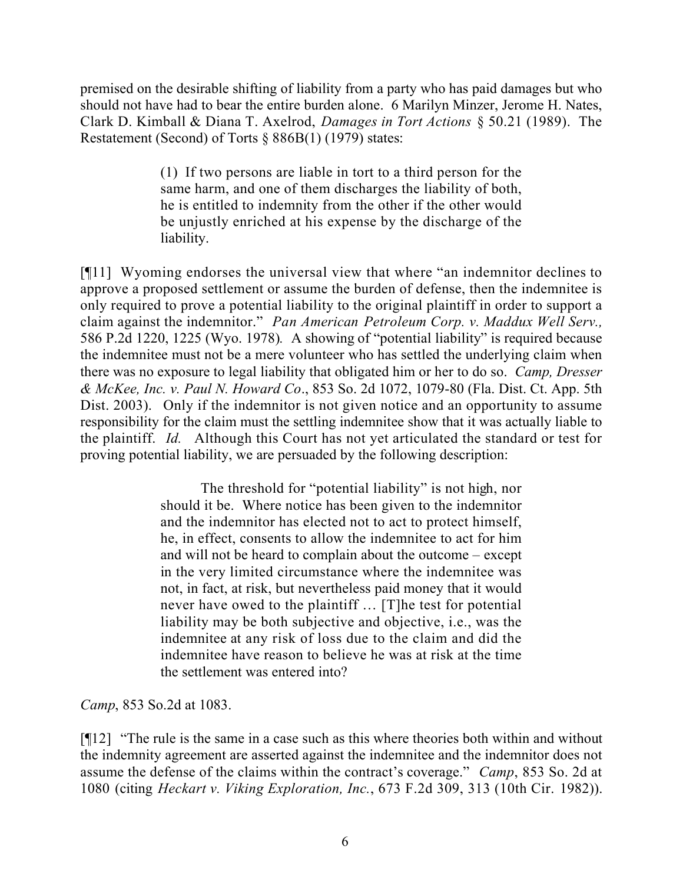premised on the desirable shifting of liability from a party who has paid damages but who should not have had to bear the entire burden alone. 6 Marilyn Minzer, Jerome H. Nates, Clark D. Kimball & Diana T. Axelrod, *Damages in Tort Actions* § 50.21 (1989). The Restatement (Second) of Torts § 886B(1) (1979) states:

> (1) If two persons are liable in tort to a third person for the same harm, and one of them discharges the liability of both, he is entitled to indemnity from the other if the other would be unjustly enriched at his expense by the discharge of the liability.

[¶11] Wyoming endorses the universal view that where "an indemnitor declines to approve a proposed settlement or assume the burden of defense, then the indemnitee is only required to prove a potential liability to the original plaintiff in order to support a claim against the indemnitor." *Pan American Petroleum Corp. v. Maddux Well Serv.,* 586 P.2d 1220, 1225 (Wyo. 1978). A showing of "potential liability" is required because the indemnitee must not be a mere volunteer who has settled the underlying claim when there was no exposure to legal liability that obligated him or her to do so. *Camp, Dresser & McKee, Inc. v. Paul N. Howard Co*., 853 So. 2d 1072, 1079-80 (Fla. Dist. Ct. App. 5th Dist. 2003). Only if the indemnitor is not given notice and an opportunity to assume responsibility for the claim must the settling indemnitee show that it was actually liable to the plaintiff. *Id.* Although this Court has not yet articulated the standard or test for proving potential liability, we are persuaded by the following description:

> The threshold for "potential liability" is not high, nor should it be. Where notice has been given to the indemnitor and the indemnitor has elected not to act to protect himself, he, in effect, consents to allow the indemnitee to act for him and will not be heard to complain about the outcome – except in the very limited circumstance where the indemnitee was not, in fact, at risk, but nevertheless paid money that it would never have owed to the plaintiff … [T]he test for potential liability may be both subjective and objective, i.e., was the indemnitee at any risk of loss due to the claim and did the indemnitee have reason to believe he was at risk at the time the settlement was entered into?

*Camp*, 853 So.2d at 1083.

[¶12] "The rule is the same in a case such as this where theories both within and without the indemnity agreement are asserted against the indemnitee and the indemnitor does not assume the defense of the claims within the contract's coverage." *Camp*, 853 So. 2d at 1080 (citing *Heckart v. Viking Exploration, Inc.*, 673 F.2d 309, 313 (10th Cir. 1982)).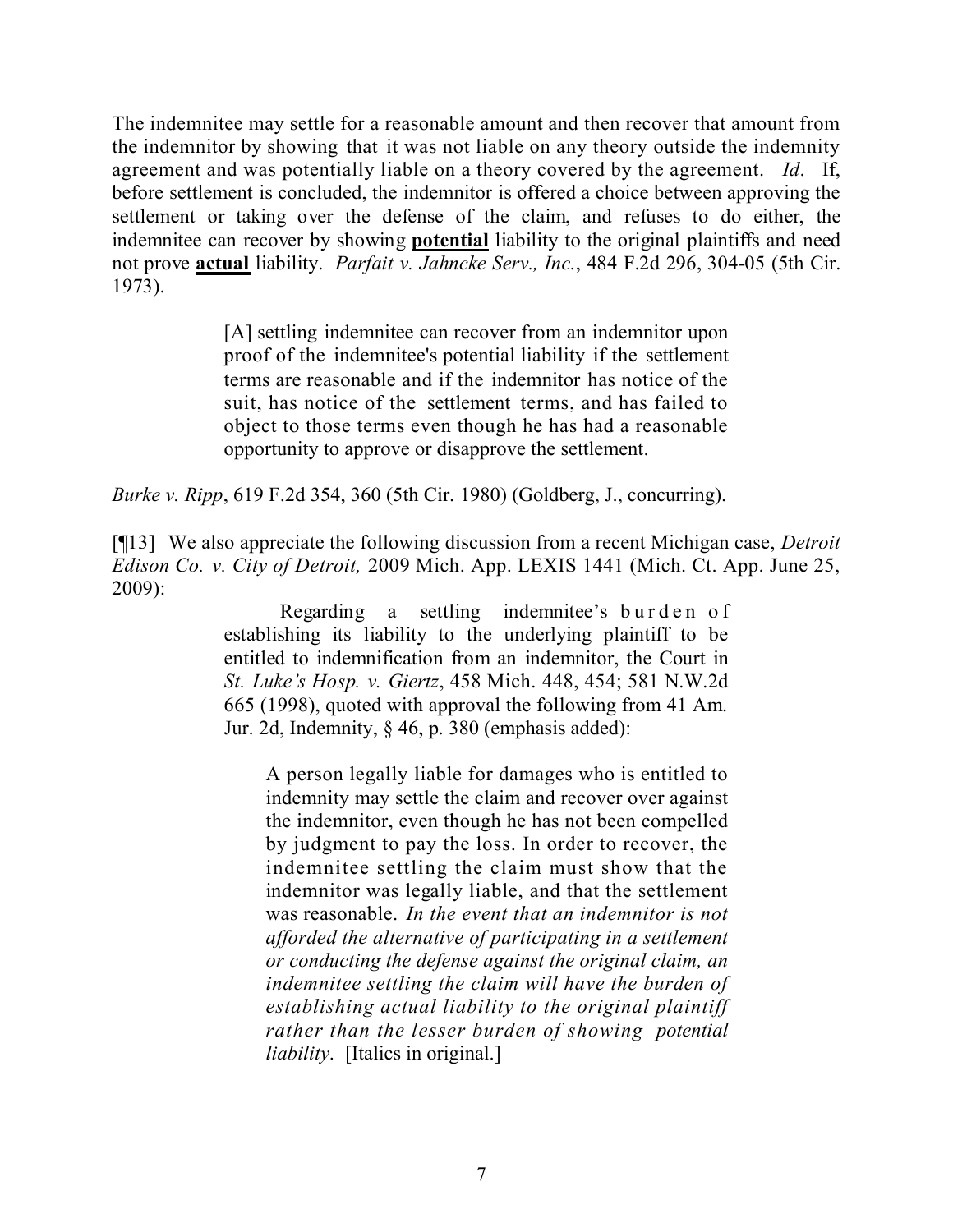The indemnitee may settle for a reasonable amount and then recover that amount from the indemnitor by showing that it was not liable on any theory outside the indemnity agreement and was potentially liable on a theory covered by the agreement. *Id*. If, before settlement is concluded, the indemnitor is offered a choice between approving the settlement or taking over the defense of the claim, and refuses to do either, the indemnitee can recover by showing **potential** liability to the original plaintiffs and need not prove **actual** liability. *Parfait v. Jahncke Serv., Inc.*, 484 F.2d 296, 304-05 (5th Cir. 1973).

> [A] settling indemnitee can recover from an indemnitor upon proof of the indemnitee's potential liability if the settlement terms are reasonable and if the indemnitor has notice of the suit, has notice of the settlement terms, and has failed to object to those terms even though he has had a reasonable opportunity to approve or disapprove the settlement.

*Burke v. Ripp*, 619 F.2d 354, 360 (5th Cir. 1980) (Goldberg, J., concurring).

[¶13] We also appreciate the following discussion from a recent Michigan case, *Detroit Edison Co. v. City of Detroit,* 2009 Mich. App. LEXIS 1441 (Mich. Ct. App. June 25, 2009):

> Regarding a settling indemnitee's burden of establishing its liability to the underlying plaintiff to be entitled to indemnification from an indemnitor, the Court in *St. Luke's Hosp. v. Giertz*, 458 Mich. 448, 454; 581 N.W.2d 665 (1998), quoted with approval the following from 41 Am. Jur. 2d, Indemnity, § 46, p. 380 (emphasis added):
>
> > A person legally liable for damages who is entitled to indemnity may settle the claim and recover over against the indemnitor, even though he has not been compelled by judgment to pay the loss. In order to recover, the indemnitee settling the claim must show that the indemnitor was legally liable, and that the settlement was reasonable. *In the event that an indemnitor is not afforded the alternative of participating in a settlement or conducting the defense against the original claim, an indemnitee settling the claim will have the burden of establishing actual liability to the original plaintiff rather than the lesser burden of showing potential liability*. [Italics in original.]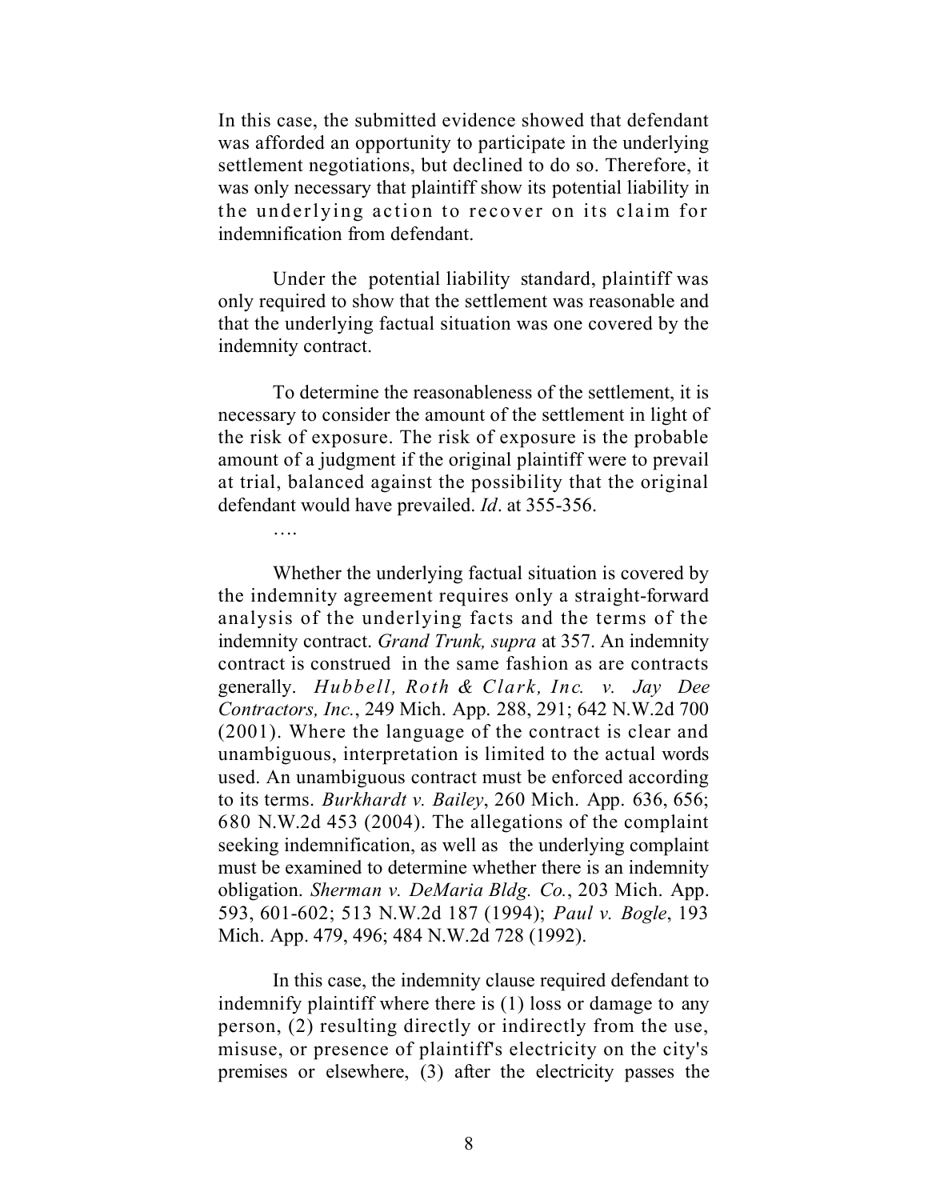In this case, the submitted evidence showed that defendant was afforded an opportunity to participate in the underlying settlement negotiations, but declined to do so. Therefore, it was only necessary that plaintiff show its potential liability in the underlying action to recover on its claim for indemnification from defendant.

Under the potential liability standard, plaintiff was only required to show that the settlement was reasonable and that the underlying factual situation was one covered by the indemnity contract.

To determine the reasonableness of the settlement, it is necessary to consider the amount of the settlement in light of the risk of exposure. The risk of exposure is the probable amount of a judgment if the original plaintiff were to prevail at trial, balanced against the possibility that the original defendant would have prevailed. *Id*. at 355-356.

….

Whether the underlying factual situation is covered by the indemnity agreement requires only a straight-forward analysis of the underlying facts and the terms of the indemnity contract. *Grand Trunk, supra* at 357. An indemnity contract is construed in the same fashion as are contracts generally. *Hubbell, Roth & Clark, Inc. v. Jay Dee Contractors, Inc.*, 249 Mich. App. 288, 291; 642 N.W.2d 700 (2001). Where the language of the contract is clear and unambiguous, interpretation is limited to the actual words used. An unambiguous contract must be enforced according to its terms. *Burkhardt v. Bailey*, 260 Mich. App. 636, 656; 680 N.W.2d 453 (2004). The allegations of the complaint seeking indemnification, as well as the underlying complaint must be examined to determine whether there is an indemnity obligation. *Sherman v. DeMaria Bldg. Co.*, 203 Mich. App. 593, 601-602; 513 N.W.2d 187 (1994); *Paul v. Bogle*, 193 Mich. App. 479, 496; 484 N.W.2d 728 (1992).

In this case, the indemnity clause required defendant to indemnify plaintiff where there is (1) loss or damage to any person, (2) resulting directly or indirectly from the use, misuse, or presence of plaintiff's electricity on the city's premises or elsewhere, (3) after the electricity passes the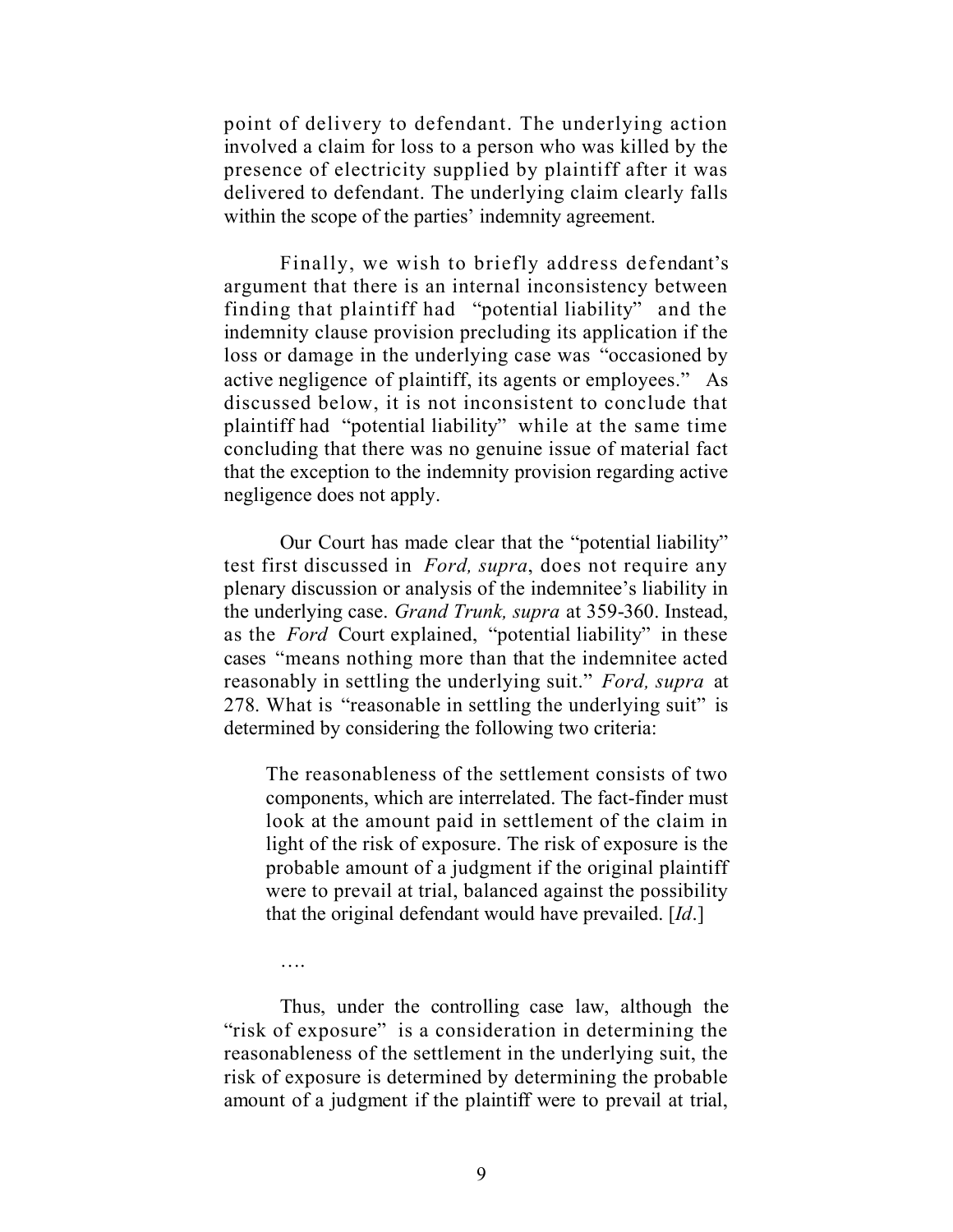point of delivery to defendant. The underlying action involved a claim for loss to a person who was killed by the presence of electricity supplied by plaintiff after it was delivered to defendant. The underlying claim clearly falls within the scope of the parties' indemnity agreement.

Finally, we wish to briefly address defendant's argument that there is an internal inconsistency between finding that plaintiff had "potential liability" and the indemnity clause provision precluding its application if the loss or damage in the underlying case was "occasioned by active negligence of plaintiff, its agents or employees." As discussed below, it is not inconsistent to conclude that plaintiff had "potential liability" while at the same time concluding that there was no genuine issue of material fact that the exception to the indemnity provision regarding active negligence does not apply.

Our Court has made clear that the "potential liability" test first discussed in *Ford, supra*, does not require any plenary discussion or analysis of the indemnitee's liability in the underlying case. *Grand Trunk, supra* at 359-360. Instead, as the *Ford* Court explained, "potential liability" in these cases "means nothing more than that the indemnitee acted reasonably in settling the underlying suit." *Ford, supra* at 278. What is "reasonable in settling the underlying suit" is determined by considering the following two criteria:

> The reasonableness of the settlement consists of two components, which are interrelated. The fact-finder must look at the amount paid in settlement of the claim in light of the risk of exposure. The risk of exposure is the probable amount of a judgment if the original plaintiff were to prevail at trial, balanced against the possibility that the original defendant would have prevailed. [*Id*.]
>
> ….

Thus, under the controlling case law, although the "risk of exposure" is a consideration in determining the reasonableness of the settlement in the underlying suit, the risk of exposure is determined by determining the probable amount of a judgment if the plaintiff were to prevail at trial,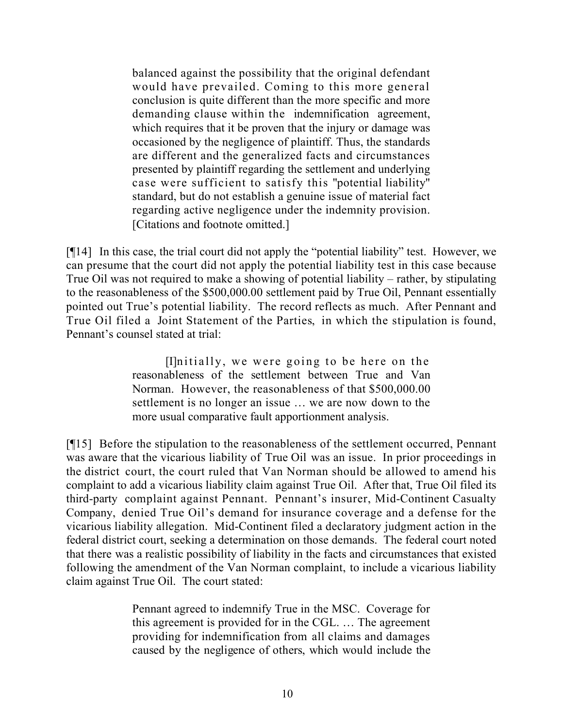> balanced against the possibility that the original defendant would have prevailed. Coming to this more general conclusion is quite different than the more specific and more demanding clause within the indemnification agreement, which requires that it be proven that the injury or damage was occasioned by the negligence of plaintiff. Thus, the standards are different and the generalized facts and circumstances presented by plaintiff regarding the settlement and underlying case were sufficient to satisfy this "potential liability" standard, but do not establish a genuine issue of material fact regarding active negligence under the indemnity provision. [Citations and footnote omitted.]

[¶14] In this case, the trial court did not apply the "potential liability" test. However, we can presume that the court did not apply the potential liability test in this case because True Oil was not required to make a showing of potential liability – rather, by stipulating to the reasonableness of the $500,000.00 settlement paid by True Oil, Pennant essentially pointed out True's potential liability. The record reflects as much. After Pennant and True Oil filed a Joint Statement of the Parties, in which the stipulation is found, Pennant's counsel stated at trial:

> [I]nitially, we were going to be here on the reasonableness of the settlement between True and Van Norman. However, the reasonableness of that $500,000.00 settlement is no longer an issue … we are now down to the more usual comparative fault apportionment analysis.

[¶15] Before the stipulation to the reasonableness of the settlement occurred, Pennant was aware that the vicarious liability of True Oil was an issue. In prior proceedings in the district court, the court ruled that Van Norman should be allowed to amend his complaint to add a vicarious liability claim against True Oil. After that, True Oil filed its third-party complaint against Pennant. Pennant's insurer, Mid-Continent Casualty Company, denied True Oil's demand for insurance coverage and a defense for the vicarious liability allegation. Mid-Continent filed a declaratory judgment action in the federal district court, seeking a determination on those demands. The federal court noted that there was a realistic possibility of liability in the facts and circumstances that existed following the amendment of the Van Norman complaint, to include a vicarious liability claim against True Oil. The court stated:

> Pennant agreed to indemnify True in the MSC. Coverage for this agreement is provided for in the CGL. … The agreement providing for indemnification from all claims and damages caused by the negligence of others, which would include the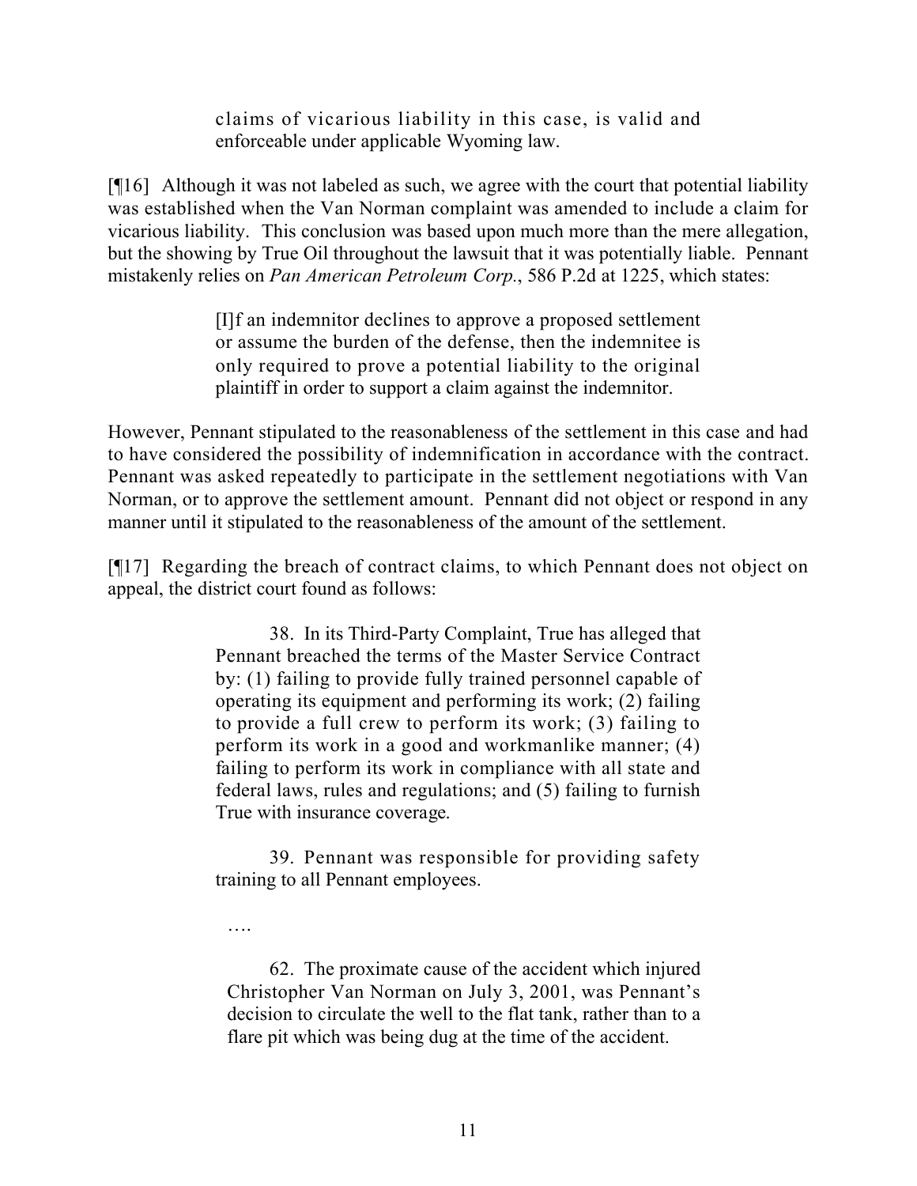> claims of vicarious liability in this case, is valid and enforceable under applicable Wyoming law.

[¶16] Although it was not labeled as such, we agree with the court that potential liability was established when the Van Norman complaint was amended to include a claim for vicarious liability. This conclusion was based upon much more than the mere allegation, but the showing by True Oil throughout the lawsuit that it was potentially liable. Pennant mistakenly relies on *Pan American Petroleum Corp.*, 586 P.2d at 1225, which states:

> [I]f an indemnitor declines to approve a proposed settlement or assume the burden of the defense, then the indemnitee is only required to prove a potential liability to the original plaintiff in order to support a claim against the indemnitor.

However, Pennant stipulated to the reasonableness of the settlement in this case and had to have considered the possibility of indemnification in accordance with the contract. Pennant was asked repeatedly to participate in the settlement negotiations with Van Norman, or to approve the settlement amount. Pennant did not object or respond in any manner until it stipulated to the reasonableness of the amount of the settlement.

[¶17] Regarding the breach of contract claims, to which Pennant does not object on appeal, the district court found as follows:

> 38. In its Third-Party Complaint, True has alleged that Pennant breached the terms of the Master Service Contract by: (1) failing to provide fully trained personnel capable of operating its equipment and performing its work; (2) failing to provide a full crew to perform its work; (3) failing to perform its work in a good and workmanlike manner; (4) failing to perform its work in compliance with all state and federal laws, rules and regulations; and (5) failing to furnish True with insurance coverage.
>
> 39. Pennant was responsible for providing safety training to all Pennant employees.
>
> ….
>
> 62. The proximate cause of the accident which injured Christopher Van Norman on July 3, 2001, was Pennant's decision to circulate the well to the flat tank, rather than to a flare pit which was being dug at the time of the accident.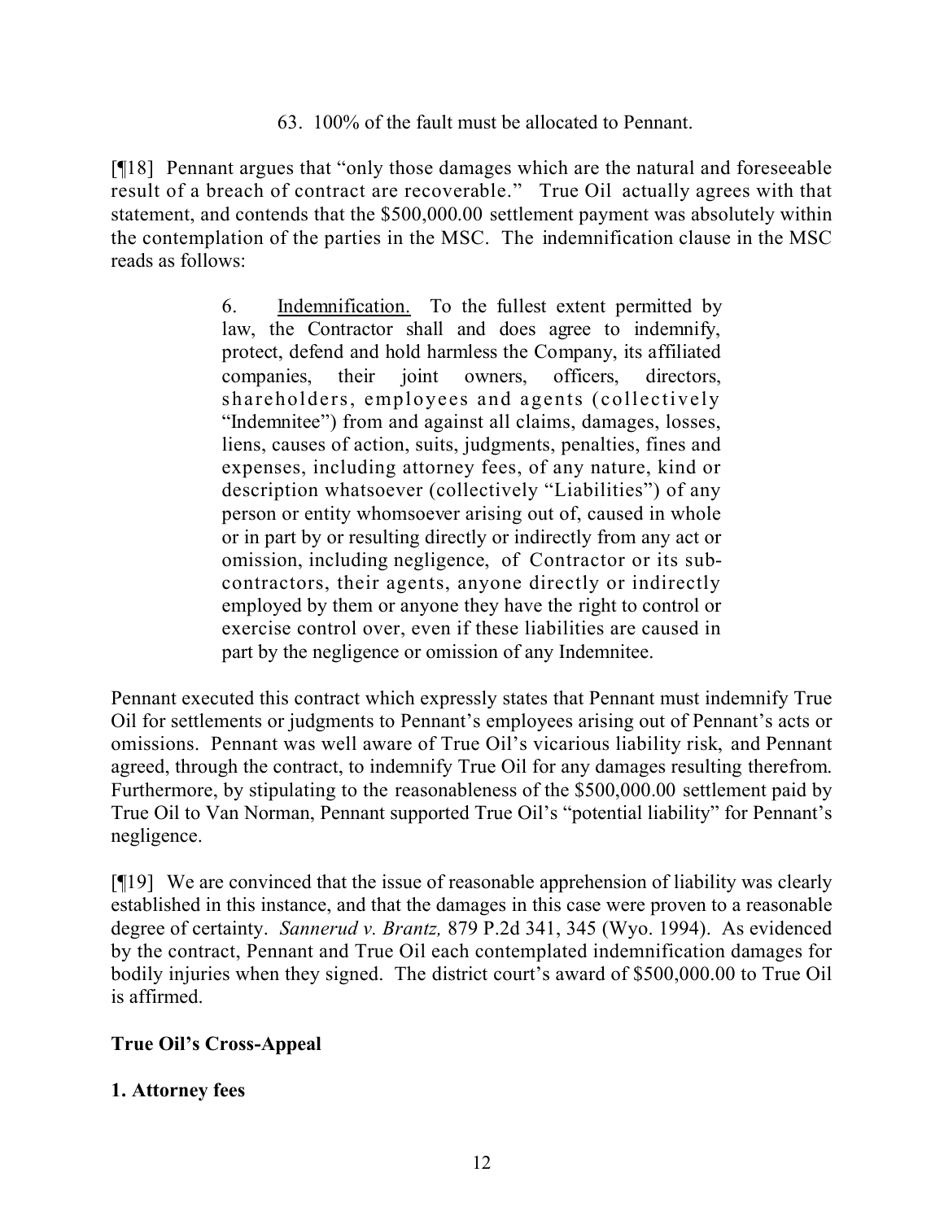63. 100% of the fault must be allocated to Pennant.

[¶18] Pennant argues that "only those damages which are the natural and foreseeable result of a breach of contract are recoverable." True Oil actually agrees with that statement, and contends that the $500,000.00 settlement payment was absolutely within the contemplation of the parties in the MSC. The indemnification clause in the MSC reads as follows:

> 6. Indemnification. To the fullest extent permitted by law, the Contractor shall and does agree to indemnify, protect, defend and hold harmless the Company, its affiliated companies, their joint owners, officers, directors, shareholders, employees and agents (collectively "Indemnitee") from and against all claims, damages, losses, liens, causes of action, suits, judgments, penalties, fines and expenses, including attorney fees, of any nature, kind or description whatsoever (collectively "Liabilities") of any person or entity whomsoever arising out of, caused in whole or in part by or resulting directly or indirectly from any act or omission, including negligence, of Contractor or its sub-contractors, their agents, anyone directly or indirectly employed by them or anyone they have the right to control or exercise control over, even if these liabilities are caused in part by the negligence or omission of any Indemnitee.

Pennant executed this contract which expressly states that Pennant must indemnify True Oil for settlements or judgments to Pennant's employees arising out of Pennant's acts or omissions. Pennant was well aware of True Oil's vicarious liability risk, and Pennant agreed, through the contract, to indemnify True Oil for any damages resulting therefrom. Furthermore, by stipulating to the reasonableness of the $500,000.00 settlement paid by True Oil to Van Norman, Pennant supported True Oil's "potential liability" for Pennant's negligence.

[¶19] We are convinced that the issue of reasonable apprehension of liability was clearly established in this instance, and that the damages in this case were proven to a reasonable degree of certainty. *Sannerud v. Brantz,* 879 P.2d 341, 345 (Wyo. 1994). As evidenced by the contract, Pennant and True Oil each contemplated indemnification damages for bodily injuries when they signed. The district court's award of $500,000.00 to True Oil is affirmed.

**True Oil's Cross-Appeal**

**1. Attorney fees**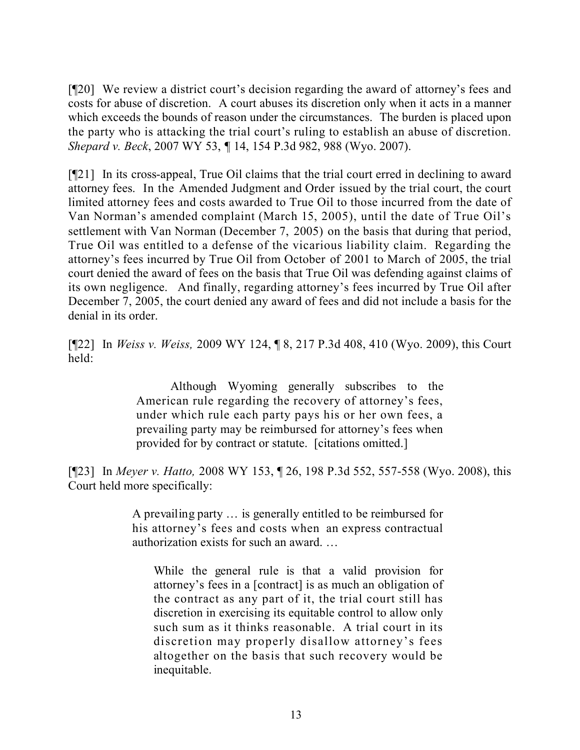[¶20] We review a district court's decision regarding the award of attorney's fees and costs for abuse of discretion. A court abuses its discretion only when it acts in a manner which exceeds the bounds of reason under the circumstances. The burden is placed upon the party who is attacking the trial court's ruling to establish an abuse of discretion. *Shepard v. Beck*, 2007 WY 53, ¶ 14, 154 P.3d 982, 988 (Wyo. 2007).

[¶21] In its cross-appeal, True Oil claims that the trial court erred in declining to award attorney fees. In the Amended Judgment and Order issued by the trial court, the court limited attorney fees and costs awarded to True Oil to those incurred from the date of Van Norman's amended complaint (March 15, 2005), until the date of True Oil's settlement with Van Norman (December 7, 2005) on the basis that during that period, True Oil was entitled to a defense of the vicarious liability claim. Regarding the attorney's fees incurred by True Oil from October of 2001 to March of 2005, the trial court denied the award of fees on the basis that True Oil was defending against claims of its own negligence. And finally, regarding attorney's fees incurred by True Oil after December 7, 2005, the court denied any award of fees and did not include a basis for the denial in its order.

[¶22] In *Weiss v. Weiss,* 2009 WY 124, ¶ 8, 217 P.3d 408, 410 (Wyo. 2009), this Court held:

> Although Wyoming generally subscribes to the American rule regarding the recovery of attorney's fees, under which rule each party pays his or her own fees, a prevailing party may be reimbursed for attorney's fees when provided for by contract or statute. [citations omitted.]

[¶23] In *Meyer v. Hatto,* 2008 WY 153, ¶ 26, 198 P.3d 552, 557-558 (Wyo. 2008), this Court held more specifically:

> A prevailing party … is generally entitled to be reimbursed for his attorney's fees and costs when an express contractual authorization exists for such an award. …
>
> > While the general rule is that a valid provision for attorney's fees in a [contract] is as much an obligation of the contract as any part of it, the trial court still has discretion in exercising its equitable control to allow only such sum as it thinks reasonable. A trial court in its discretion may properly disallow attorney's fees altogether on the basis that such recovery would be inequitable.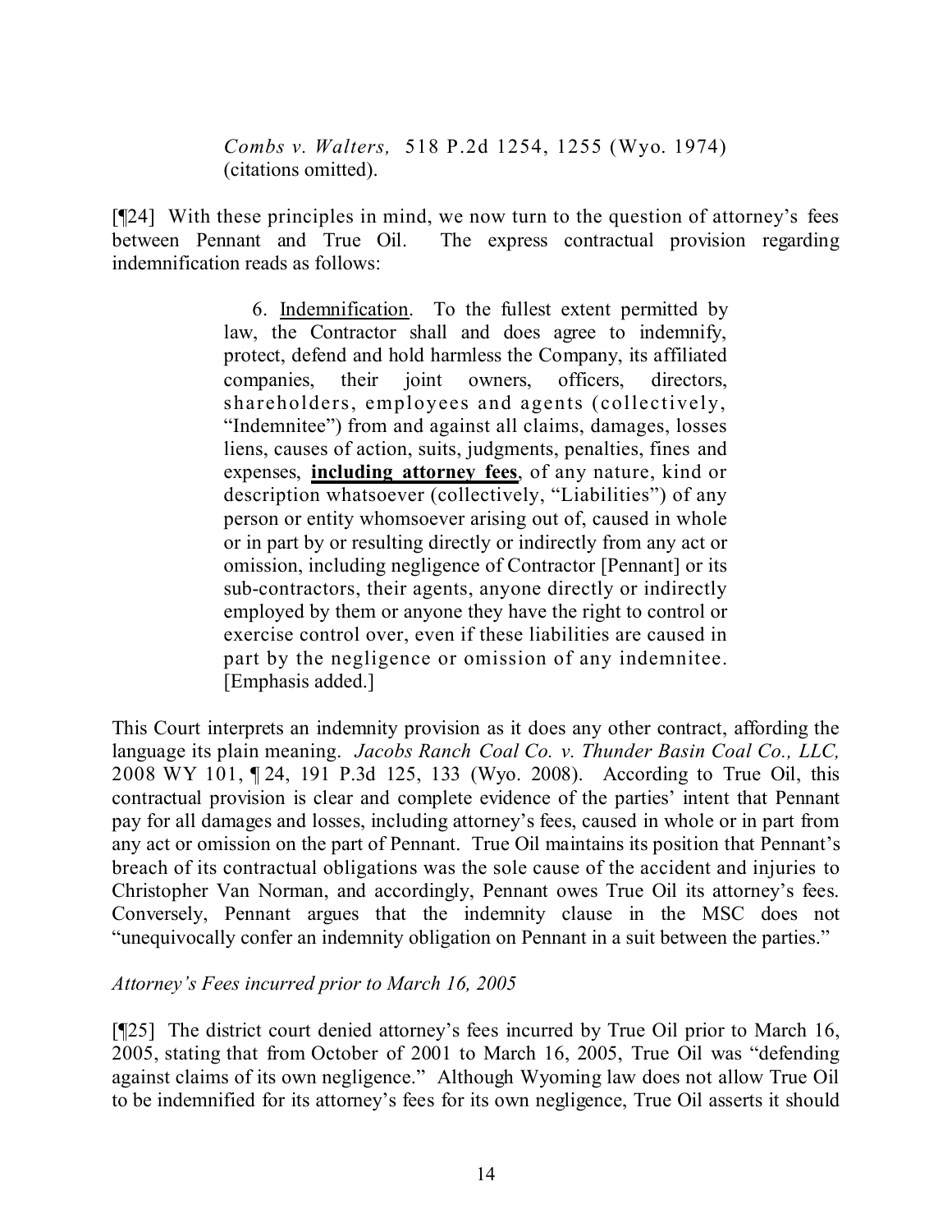> *Combs v. Walters,* 518 P.2d 1254, 1255 (Wyo. 1974) (citations omitted).

[¶24] With these principles in mind, we now turn to the question of attorney's fees between Pennant and True Oil. The express contractual provision regarding indemnification reads as follows:

> 6. Indemnification. To the fullest extent permitted by law, the Contractor shall and does agree to indemnify, protect, defend and hold harmless the Company, its affiliated companies, their joint owners, officers, directors, shareholders, employees and agents (collectively, "Indemnitee") from and against all claims, damages, losses liens, causes of action, suits, judgments, penalties, fines and expenses, **including attorney fees**, of any nature, kind or description whatsoever (collectively, "Liabilities") of any person or entity whomsoever arising out of, caused in whole or in part by or resulting directly or indirectly from any act or omission, including negligence of Contractor [Pennant] or its sub-contractors, their agents, anyone directly or indirectly employed by them or anyone they have the right to control or exercise control over, even if these liabilities are caused in part by the negligence or omission of any indemnitee. [Emphasis added.]

This Court interprets an indemnity provision as it does any other contract, affording the language its plain meaning. *Jacobs Ranch Coal Co. v. Thunder Basin Coal Co., LLC,* 2008 WY 101, ¶ 24, 191 P.3d 125, 133 (Wyo. 2008). According to True Oil, this contractual provision is clear and complete evidence of the parties' intent that Pennant pay for all damages and losses, including attorney's fees, caused in whole or in part from any act or omission on the part of Pennant. True Oil maintains its position that Pennant's breach of its contractual obligations was the sole cause of the accident and injuries to Christopher Van Norman, and accordingly, Pennant owes True Oil its attorney's fees. Conversely, Pennant argues that the indemnity clause in the MSC does not "unequivocally confer an indemnity obligation on Pennant in a suit between the parties."

*Attorney's Fees incurred prior to March 16, 2005*

[¶25] The district court denied attorney's fees incurred by True Oil prior to March 16, 2005, stating that from October of 2001 to March 16, 2005, True Oil was "defending against claims of its own negligence." Although Wyoming law does not allow True Oil to be indemnified for its attorney's fees for its own negligence, True Oil asserts it should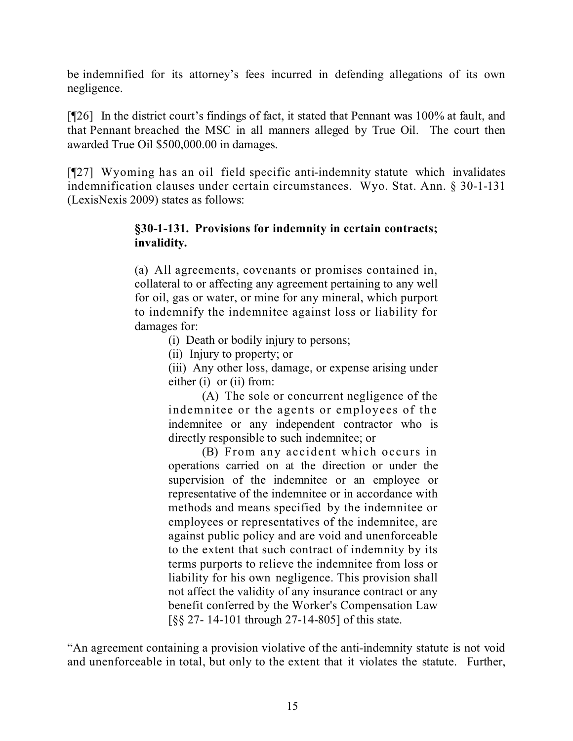be indemnified for its attorney's fees incurred in defending allegations of its own negligence.

[¶26] In the district court's findings of fact, it stated that Pennant was 100% at fault, and that Pennant breached the MSC in all manners alleged by True Oil. The court then awarded True Oil $500,000.00 in damages.

[¶27] Wyoming has an oil field specific anti-indemnity statute which invalidates indemnification clauses under certain circumstances. Wyo. Stat. Ann. § 30-1-131 (LexisNexis 2009) states as follows:

> **§30-1-131. Provisions for indemnity in certain contracts; invalidity.**
>
> (a) All agreements, covenants or promises contained in, collateral to or affecting any agreement pertaining to any well for oil, gas or water, or mine for any mineral, which purport to indemnify the indemnitee against loss or liability for damages for:
>
> > (i) Death or bodily injury to persons;
> >
> > (ii) Injury to property; or
> >
> > (iii) Any other loss, damage, or expense arising under either (i) or (ii) from:
> >
> > > (A) The sole or concurrent negligence of the indemnitee or the agents or employees of the indemnitee or any independent contractor who is directly responsible to such indemnitee; or
> > >
> > > (B) From any accident which occurs in operations carried on at the direction or under the supervision of the indemnitee or an employee or representative of the indemnitee or in accordance with methods and means specified by the indemnitee or employees or representatives of the indemnitee, are against public policy and are void and unenforceable to the extent that such contract of indemnity by its terms purports to relieve the indemnitee from loss or liability for his own negligence. This provision shall not affect the validity of any insurance contract or any benefit conferred by the Worker's Compensation Law [§§ 27- 14-101 through 27-14-805] of this state.

"An agreement containing a provision violative of the anti-indemnity statute is not void and unenforceable in total, but only to the extent that it violates the statute. Further,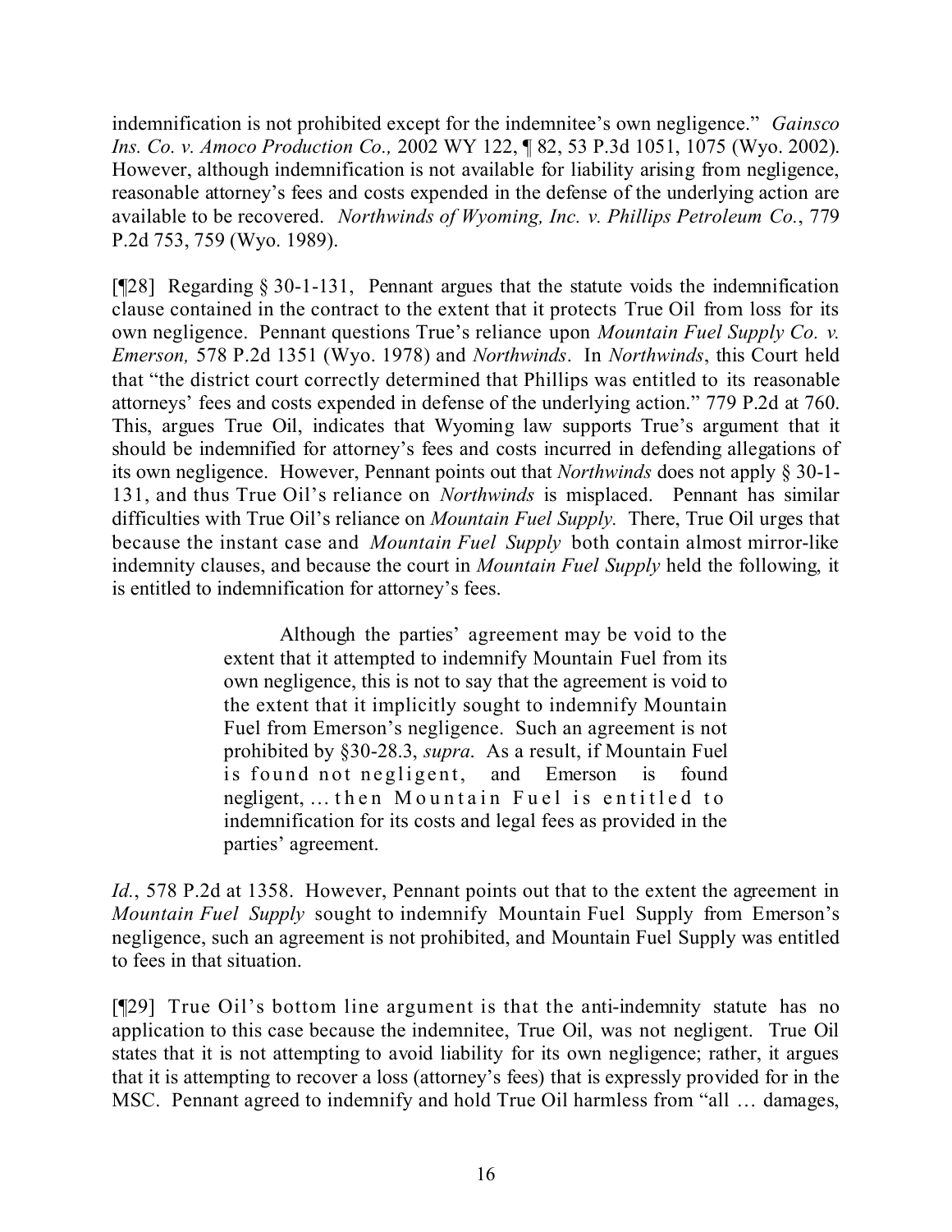indemnification is not prohibited except for the indemnitee's own negligence." *Gainsco Ins. Co. v. Amoco Production Co.,* 2002 WY 122, ¶ 82, 53 P.3d 1051, 1075 (Wyo. 2002). However, although indemnification is not available for liability arising from negligence, reasonable attorney's fees and costs expended in the defense of the underlying action are available to be recovered. *Northwinds of Wyoming, Inc. v. Phillips Petroleum Co.*, 779 P.2d 753, 759 (Wyo. 1989).

[¶28] Regarding § 30-1-131, Pennant argues that the statute voids the indemnification clause contained in the contract to the extent that it protects True Oil from loss for its own negligence. Pennant questions True's reliance upon *Mountain Fuel Supply Co. v. Emerson,* 578 P.2d 1351 (Wyo. 1978) and *Northwinds*. In *Northwinds*, this Court held that "the district court correctly determined that Phillips was entitled to its reasonable attorneys' fees and costs expended in defense of the underlying action." 779 P.2d at 760. This, argues True Oil, indicates that Wyoming law supports True's argument that it should be indemnified for attorney's fees and costs incurred in defending allegations of its own negligence. However, Pennant points out that *Northwinds* does not apply § 30-1-131, and thus True Oil's reliance on *Northwinds* is misplaced. Pennant has similar difficulties with True Oil's reliance on *Mountain Fuel Supply.* There, True Oil urges that because the instant case and *Mountain Fuel Supply* both contain almost mirror-like indemnity clauses, and because the court in *Mountain Fuel Supply* held the following, it is entitled to indemnification for attorney's fees.

> Although the parties' agreement may be void to the extent that it attempted to indemnify Mountain Fuel from its own negligence, this is not to say that the agreement is void to the extent that it implicitly sought to indemnify Mountain Fuel from Emerson's negligence. Such an agreement is not prohibited by §30-28.3, *supra*. As a result, if Mountain Fuel is found not negligent, and Emerson is found negligent, … then Mountain Fuel is entitled to indemnification for its costs and legal fees as provided in the parties' agreement.

*Id.*, 578 P.2d at 1358. However, Pennant points out that to the extent the agreement in *Mountain Fuel Supply* sought to indemnify Mountain Fuel Supply from Emerson's negligence, such an agreement is not prohibited, and Mountain Fuel Supply was entitled to fees in that situation.

[¶29] True Oil's bottom line argument is that the anti-indemnity statute has no application to this case because the indemnitee, True Oil, was not negligent. True Oil states that it is not attempting to avoid liability for its own negligence; rather, it argues that it is attempting to recover a loss (attorney's fees) that is expressly provided for in the MSC. Pennant agreed to indemnify and hold True Oil harmless from "all … damages,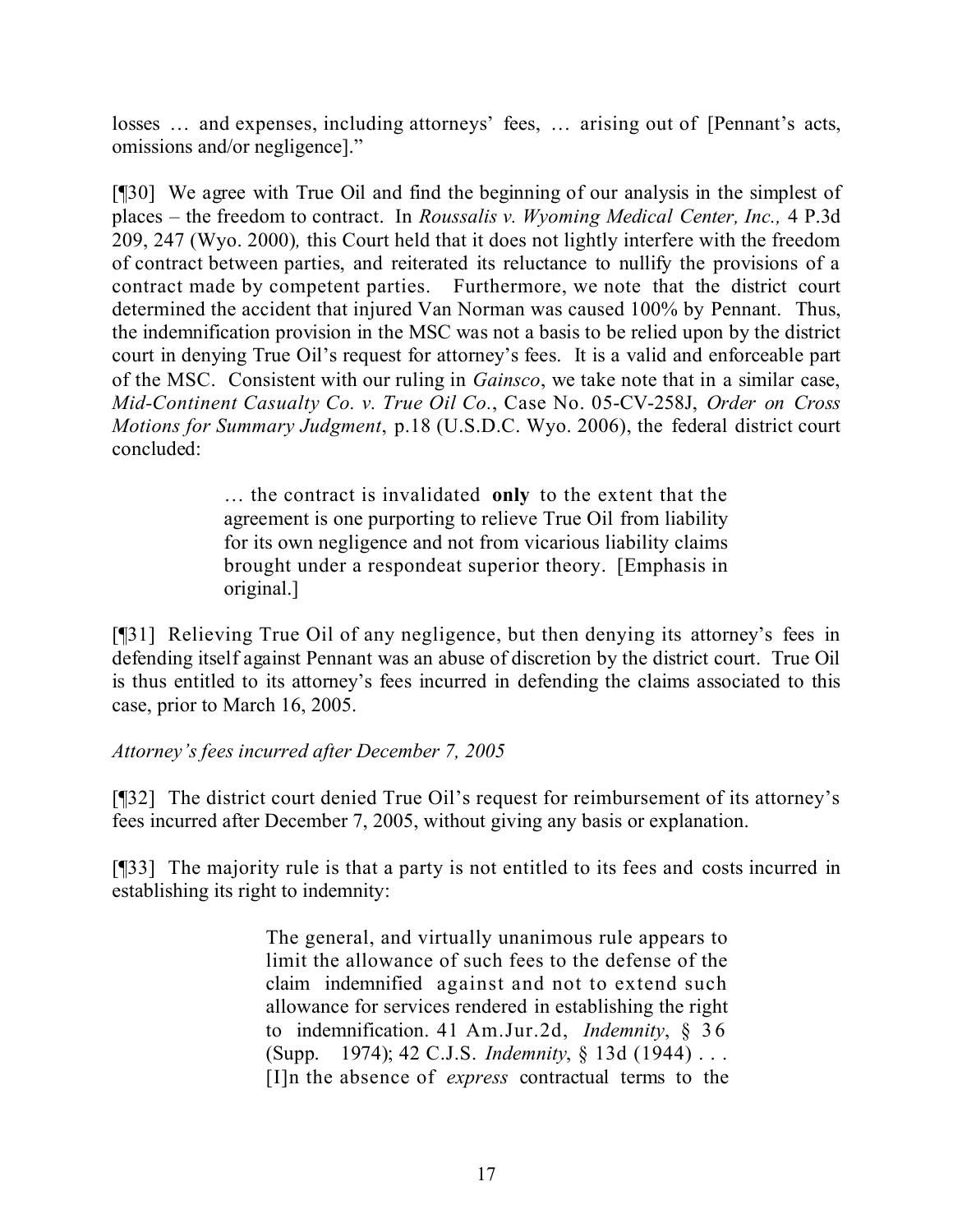losses … and expenses, including attorneys' fees, … arising out of [Pennant's acts, omissions and/or negligence]."

[¶30] We agree with True Oil and find the beginning of our analysis in the simplest of places – the freedom to contract. In *Roussalis v. Wyoming Medical Center, Inc.,* 4 P.3d 209, 247 (Wyo. 2000)*,* this Court held that it does not lightly interfere with the freedom of contract between parties, and reiterated its reluctance to nullify the provisions of a contract made by competent parties. Furthermore, we note that the district court determined the accident that injured Van Norman was caused 100% by Pennant. Thus, the indemnification provision in the MSC was not a basis to be relied upon by the district court in denying True Oil's request for attorney's fees. It is a valid and enforceable part of the MSC. Consistent with our ruling in *Gainsco*, we take note that in a similar case, *Mid-Continent Casualty Co. v. True Oil Co.*, Case No. 05-CV-258J, *Order on Cross Motions for Summary Judgment*, p.18 (U.S.D.C. Wyo. 2006), the federal district court concluded:

> … the contract is invalidated **only** to the extent that the agreement is one purporting to relieve True Oil from liability for its own negligence and not from vicarious liability claims brought under a respondeat superior theory. [Emphasis in original.]

[¶31] Relieving True Oil of any negligence, but then denying its attorney's fees in defending itself against Pennant was an abuse of discretion by the district court. True Oil is thus entitled to its attorney's fees incurred in defending the claims associated to this case, prior to March 16, 2005.

*Attorney's fees incurred after December 7, 2005*

[¶32] The district court denied True Oil's request for reimbursement of its attorney's fees incurred after December 7, 2005, without giving any basis or explanation.

[¶33] The majority rule is that a party is not entitled to its fees and costs incurred in establishing its right to indemnity:

> The general, and virtually unanimous rule appears to limit the allowance of such fees to the defense of the claim indemnified against and not to extend such allowance for services rendered in establishing the right to indemnification. 41 Am.Jur.2d, *Indemnity*, § 36 (Supp. 1974); 42 C.J.S. *Indemnity*, § 13d (1944) . . . [I]n the absence of *express* contractual terms to the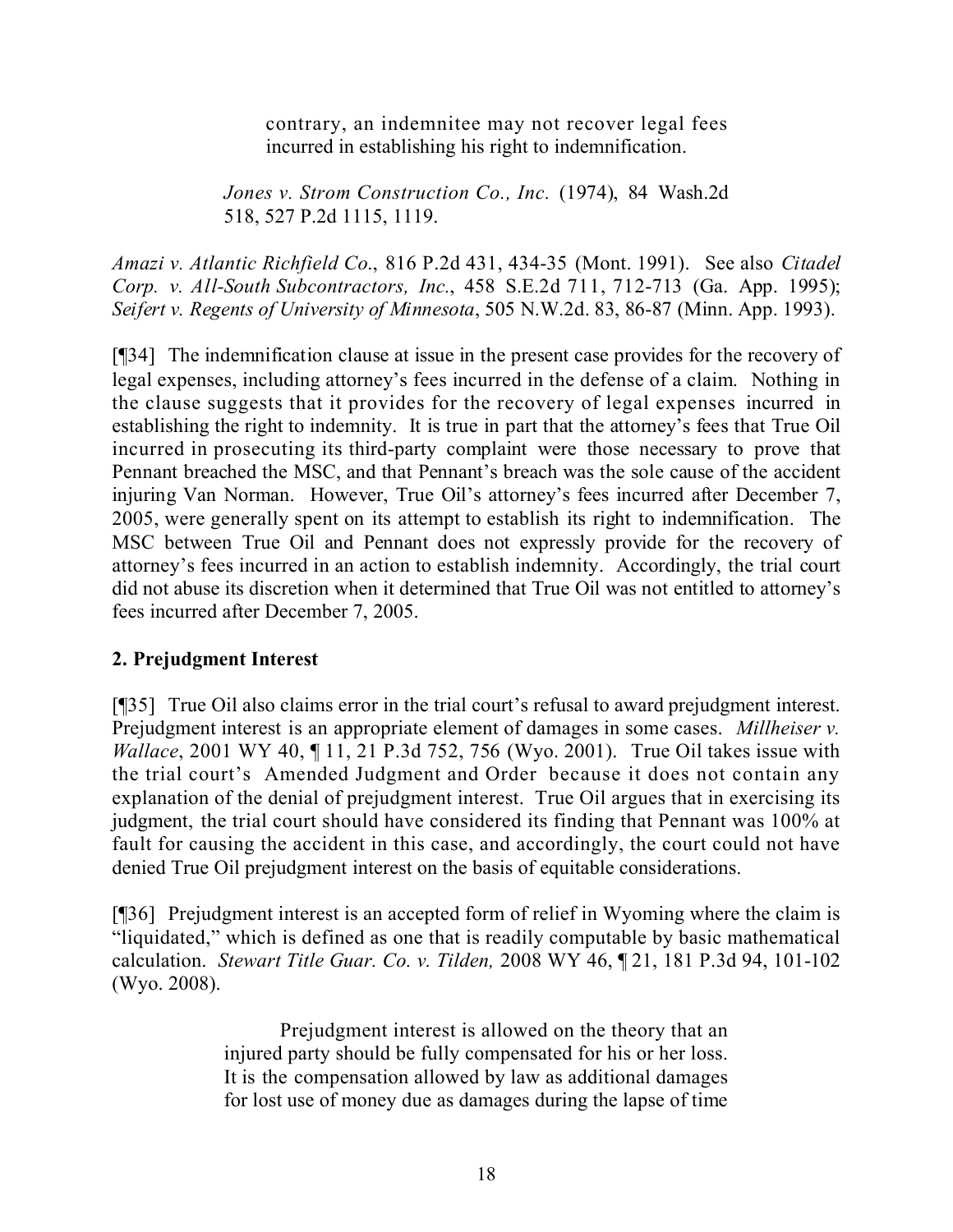> contrary, an indemnitee may not recover legal fees incurred in establishing his right to indemnification.
>
> *Jones v. Strom Construction Co., Inc.* (1974), 84 Wash.2d 518, 527 P.2d 1115, 1119.

*Amazi v. Atlantic Richfield Co*., 816 P.2d 431, 434-35 (Mont. 1991). See also *Citadel Corp. v. All-South Subcontractors, Inc*., 458 S.E.2d 711, 712-713 (Ga. App. 1995); *Seifert v. Regents of University of Minnesota*, 505 N.W.2d. 83, 86-87 (Minn. App. 1993).

[¶34] The indemnification clause at issue in the present case provides for the recovery of legal expenses, including attorney's fees incurred in the defense of a claim. Nothing in the clause suggests that it provides for the recovery of legal expenses incurred in establishing the right to indemnity. It is true in part that the attorney's fees that True Oil incurred in prosecuting its third-party complaint were those necessary to prove that Pennant breached the MSC, and that Pennant's breach was the sole cause of the accident injuring Van Norman. However, True Oil's attorney's fees incurred after December 7, 2005, were generally spent on its attempt to establish its right to indemnification. The MSC between True Oil and Pennant does not expressly provide for the recovery of attorney's fees incurred in an action to establish indemnity. Accordingly, the trial court did not abuse its discretion when it determined that True Oil was not entitled to attorney's fees incurred after December 7, 2005.

**2. Prejudgment Interest**

[¶35] True Oil also claims error in the trial court's refusal to award prejudgment interest. Prejudgment interest is an appropriate element of damages in some cases. *Millheiser v. Wallace*, 2001 WY 40, ¶ 11, 21 P.3d 752, 756 (Wyo. 2001). True Oil takes issue with the trial court's Amended Judgment and Order because it does not contain any explanation of the denial of prejudgment interest. True Oil argues that in exercising its judgment, the trial court should have considered its finding that Pennant was 100% at fault for causing the accident in this case, and accordingly, the court could not have denied True Oil prejudgment interest on the basis of equitable considerations.

[¶36] Prejudgment interest is an accepted form of relief in Wyoming where the claim is "liquidated," which is defined as one that is readily computable by basic mathematical calculation. *Stewart Title Guar. Co. v. Tilden,* 2008 WY 46, ¶ 21, 181 P.3d 94, 101-102 (Wyo. 2008).

> Prejudgment interest is allowed on the theory that an injured party should be fully compensated for his or her loss. It is the compensation allowed by law as additional damages for lost use of money due as damages during the lapse of time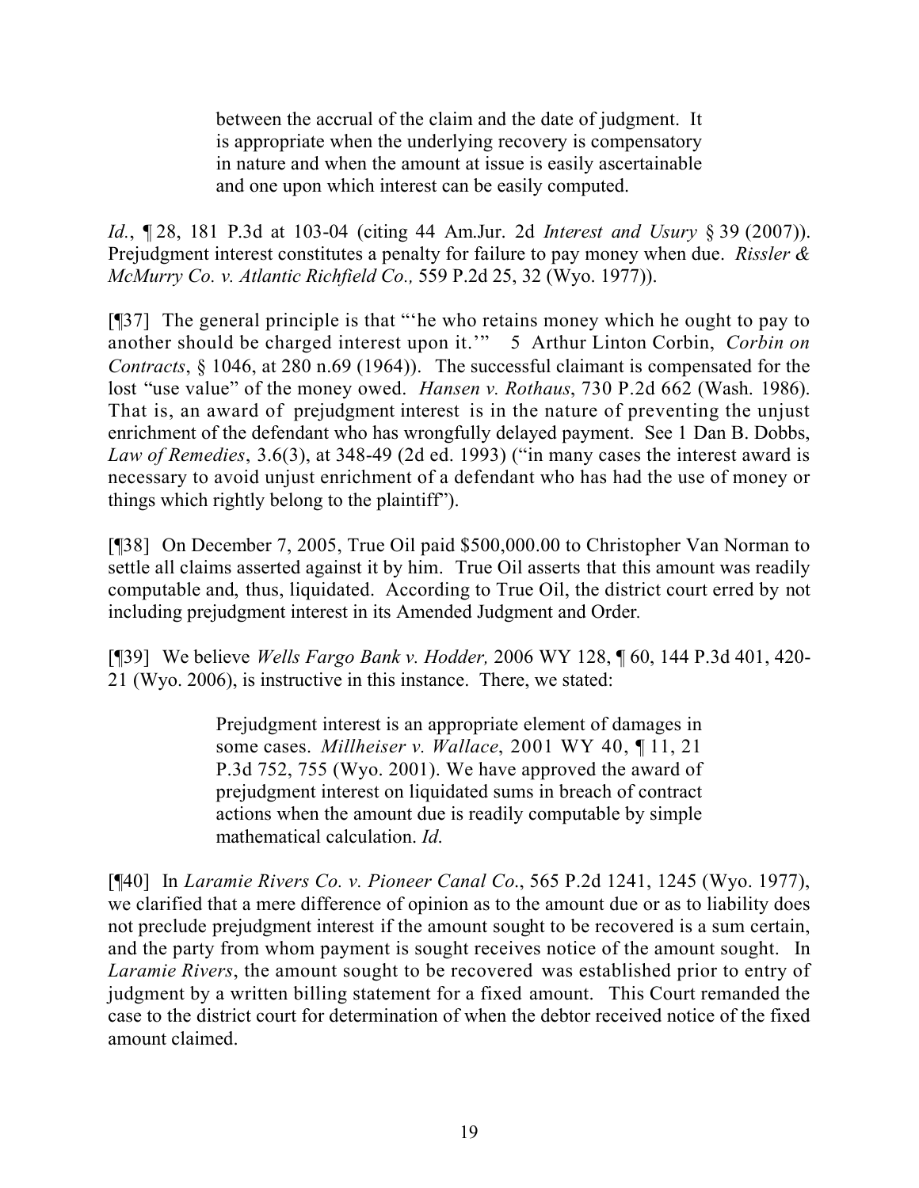> between the accrual of the claim and the date of judgment. It is appropriate when the underlying recovery is compensatory in nature and when the amount at issue is easily ascertainable and one upon which interest can be easily computed.

*Id.*, ¶ 28, 181 P.3d at 103-04 (citing 44 Am.Jur. 2d *Interest and Usury* § 39 (2007)). Prejudgment interest constitutes a penalty for failure to pay money when due. *Rissler & McMurry Co. v. Atlantic Richfield Co.,* 559 P.2d 25, 32 (Wyo. 1977)).

[¶37] The general principle is that "'he who retains money which he ought to pay to another should be charged interest upon it.'" 5 Arthur Linton Corbin, *Corbin on Contracts*, § 1046, at 280 n.69 (1964)). The successful claimant is compensated for the lost "use value" of the money owed. *Hansen v. Rothaus*, 730 P.2d 662 (Wash. 1986). That is, an award of prejudgment interest is in the nature of preventing the unjust enrichment of the defendant who has wrongfully delayed payment. See 1 Dan B. Dobbs, *Law of Remedies*, 3.6(3), at 348-49 (2d ed. 1993) ("in many cases the interest award is necessary to avoid unjust enrichment of a defendant who has had the use of money or things which rightly belong to the plaintiff").

[¶38] On December 7, 2005, True Oil paid $500,000.00 to Christopher Van Norman to settle all claims asserted against it by him. True Oil asserts that this amount was readily computable and, thus, liquidated. According to True Oil, the district court erred by not including prejudgment interest in its Amended Judgment and Order.

[¶39] We believe *Wells Fargo Bank v. Hodder,* 2006 WY 128, ¶ 60, 144 P.3d 401, 420-21 (Wyo. 2006), is instructive in this instance. There, we stated:

> Prejudgment interest is an appropriate element of damages in some cases. *Millheiser v. Wallace*, 2001 WY 40, ¶ 11, 21 P.3d 752, 755 (Wyo. 2001). We have approved the award of prejudgment interest on liquidated sums in breach of contract actions when the amount due is readily computable by simple mathematical calculation. *Id*.

[¶40] In *Laramie Rivers Co. v. Pioneer Canal Co*., 565 P.2d 1241, 1245 (Wyo. 1977), we clarified that a mere difference of opinion as to the amount due or as to liability does not preclude prejudgment interest if the amount sought to be recovered is a sum certain, and the party from whom payment is sought receives notice of the amount sought. In *Laramie Rivers*, the amount sought to be recovered was established prior to entry of judgment by a written billing statement for a fixed amount. This Court remanded the case to the district court for determination of when the debtor received notice of the fixed amount claimed.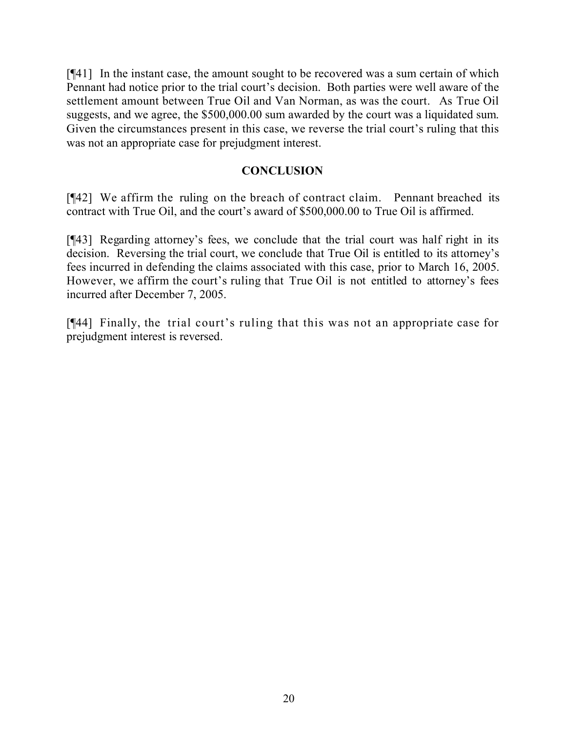[¶41] In the instant case, the amount sought to be recovered was a sum certain of which Pennant had notice prior to the trial court's decision. Both parties were well aware of the settlement amount between True Oil and Van Norman, as was the court. As True Oil suggests, and we agree, the $500,000.00 sum awarded by the court was a liquidated sum. Given the circumstances present in this case, we reverse the trial court's ruling that this was not an appropriate case for prejudgment interest.

## CONCLUSION

[¶42] We affirm the ruling on the breach of contract claim. Pennant breached its contract with True Oil, and the court's award of $500,000.00 to True Oil is affirmed.

[¶43] Regarding attorney's fees, we conclude that the trial court was half right in its decision. Reversing the trial court, we conclude that True Oil is entitled to its attorney's fees incurred in defending the claims associated with this case, prior to March 16, 2005. However, we affirm the court's ruling that True Oil is not entitled to attorney's fees incurred after December 7, 2005.

[¶44] Finally, the trial court's ruling that this was not an appropriate case for prejudgment interest is reversed.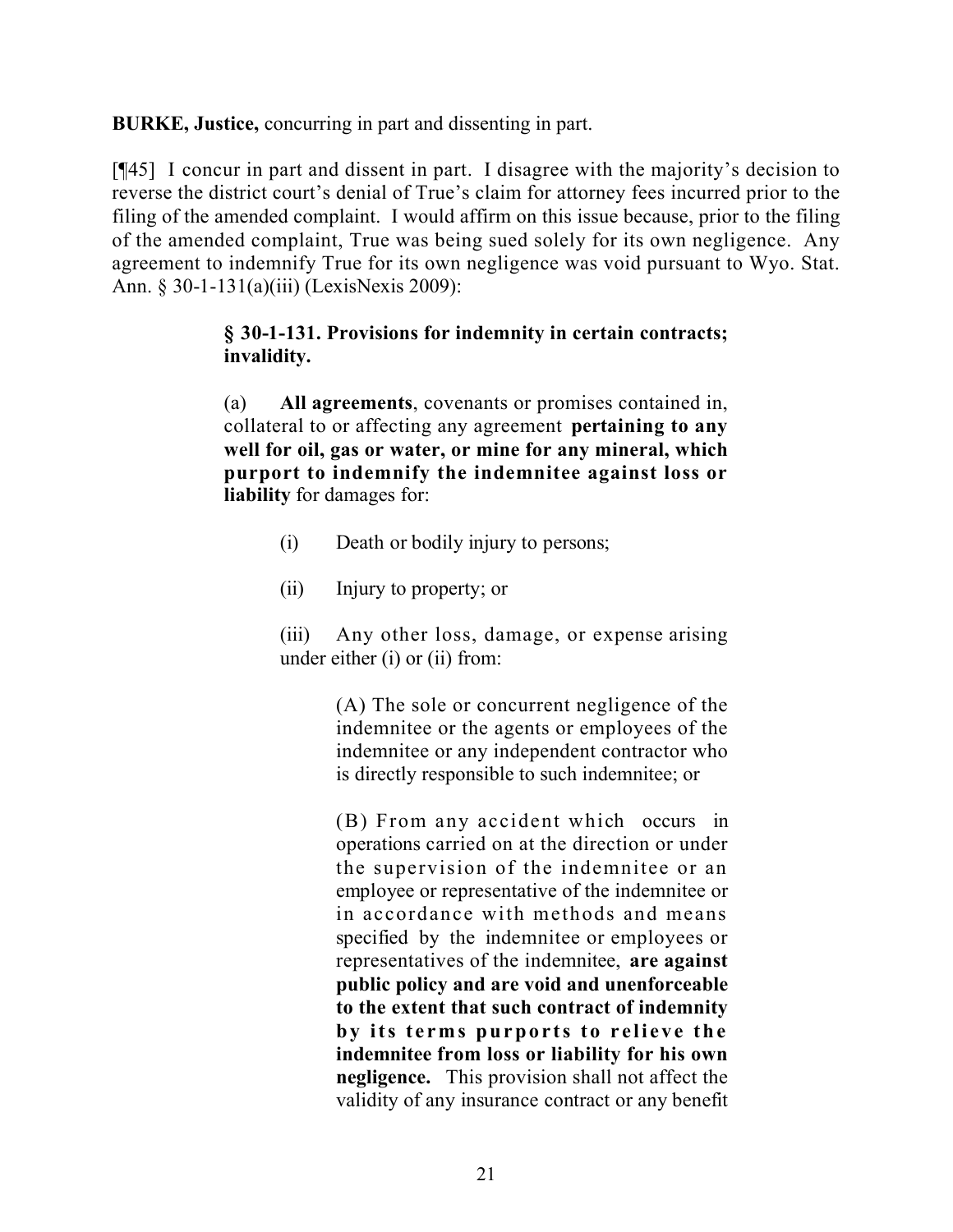**BURKE, Justice,** concurring in part and dissenting in part.

[¶45] I concur in part and dissent in part. I disagree with the majority's decision to reverse the district court's denial of True's claim for attorney fees incurred prior to the filing of the amended complaint. I would affirm on this issue because, prior to the filing of the amended complaint, True was being sued solely for its own negligence. Any agreement to indemnify True for its own negligence was void pursuant to Wyo. Stat. Ann. § 30-1-131(a)(iii) (LexisNexis 2009):

> **§ 30-1-131. Provisions for indemnity in certain contracts; invalidity.**
>
> (a) **All agreements**, covenants or promises contained in, collateral to or affecting any agreement **pertaining to any well for oil, gas or water, or mine for any mineral, which purport to indemnify the indemnitee against loss or liability** for damages for:
>
> > (i) Death or bodily injury to persons;
> >
> > (ii) Injury to property; or
> >
> > (iii) Any other loss, damage, or expense arising under either (i) or (ii) from:
> >
> > > (A) The sole or concurrent negligence of the indemnitee or the agents or employees of the indemnitee or any independent contractor who is directly responsible to such indemnitee; or
> > >
> > > (B) From any accident which occurs in operations carried on at the direction or under the supervision of the indemnitee or an employee or representative of the indemnitee or in accordance with methods and means specified by the indemnitee or employees or representatives of the indemnitee, **are against public policy and are void and unenforceable to the extent that such contract of indemnity by its terms purports to relieve the indemnitee from loss or liability for his own negligence.** This provision shall not affect the validity of any insurance contract or any benefit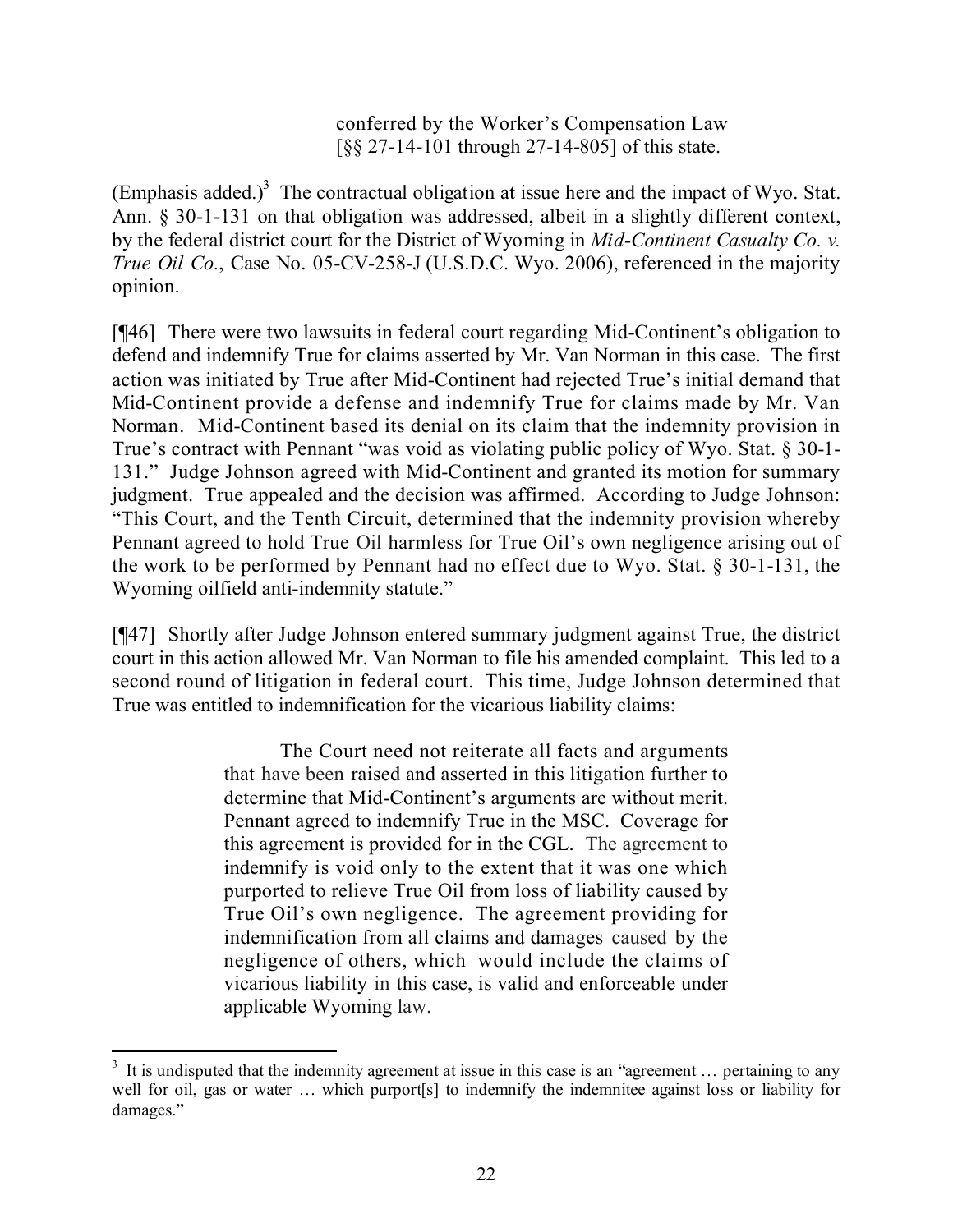> conferred by the Worker's Compensation Law [§§ 27-14-101 through 27-14-805] of this state.

(Emphasis added.)[3] The contractual obligation at issue here and the impact of Wyo. Stat. Ann. § 30-1-131 on that obligation was addressed, albeit in a slightly different context, by the federal district court for the District of Wyoming in *Mid-Continent Casualty Co. v. True Oil Co.*, Case No. 05-CV-258-J (U.S.D.C. Wyo. 2006), referenced in the majority opinion.

[¶46] There were two lawsuits in federal court regarding Mid-Continent's obligation to defend and indemnify True for claims asserted by Mr. Van Norman in this case. The first action was initiated by True after Mid-Continent had rejected True's initial demand that Mid-Continent provide a defense and indemnify True for claims made by Mr. Van Norman. Mid-Continent based its denial on its claim that the indemnity provision in True's contract with Pennant "was void as violating public policy of Wyo. Stat. § 30-1-131." Judge Johnson agreed with Mid-Continent and granted its motion for summary judgment. True appealed and the decision was affirmed. According to Judge Johnson: "This Court, and the Tenth Circuit, determined that the indemnity provision whereby Pennant agreed to hold True Oil harmless for True Oil's own negligence arising out of the work to be performed by Pennant had no effect due to Wyo. Stat. § 30-1-131, the Wyoming oilfield anti-indemnity statute."

[¶47] Shortly after Judge Johnson entered summary judgment against True, the district court in this action allowed Mr. Van Norman to file his amended complaint. This led to a second round of litigation in federal court. This time, Judge Johnson determined that True was entitled to indemnification for the vicarious liability claims:

> The Court need not reiterate all facts and arguments that have been raised and asserted in this litigation further to determine that Mid-Continent's arguments are without merit. Pennant agreed to indemnify True in the MSC. Coverage for this agreement is provided for in the CGL. The agreement to indemnify is void only to the extent that it was one which purported to relieve True Oil from loss of liability caused by True Oil's own negligence. The agreement providing for indemnification from all claims and damages caused by the negligence of others, which would include the claims of vicarious liability in this case, is valid and enforceable under applicable Wyoming law.

---

[3] It is undisputed that the indemnity agreement at issue in this case is an "agreement … pertaining to any well for oil, gas or water … which purport[s] to indemnify the indemnitee against loss or liability for damages."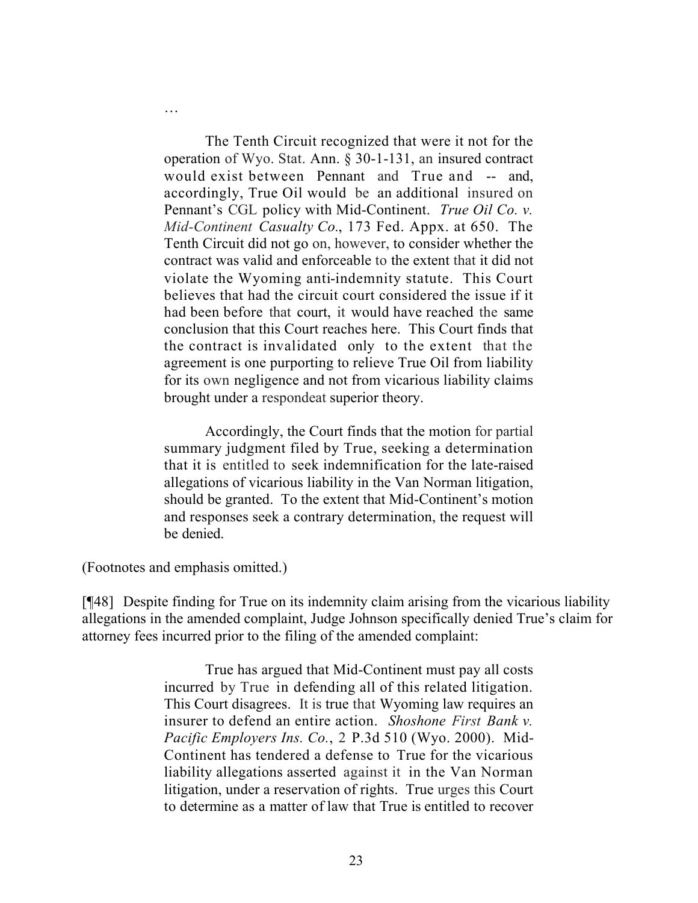…

> The Tenth Circuit recognized that were it not for the operation of Wyo. Stat. Ann. § 30-1-131, an insured contract would exist between Pennant and True and -- and, accordingly, True Oil would be an additional insured on Pennant's CGL policy with Mid-Continent. *True Oil Co. v. Mid-Continent Casualty Co.*, 173 Fed. Appx. at 650. The Tenth Circuit did not go on, however, to consider whether the contract was valid and enforceable to the extent that it did not violate the Wyoming anti-indemnity statute. This Court believes that had the circuit court considered the issue if it had been before that court, it would have reached the same conclusion that this Court reaches here. This Court finds that the contract is invalidated only to the extent that the agreement is one purporting to relieve True Oil from liability for its own negligence and not from vicarious liability claims brought under a respondeat superior theory.
>
> Accordingly, the Court finds that the motion for partial summary judgment filed by True, seeking a determination that it is entitled to seek indemnification for the late-raised allegations of vicarious liability in the Van Norman litigation, should be granted. To the extent that Mid-Continent's motion and responses seek a contrary determination, the request will be denied.

(Footnotes and emphasis omitted.)

[¶48] Despite finding for True on its indemnity claim arising from the vicarious liability allegations in the amended complaint, Judge Johnson specifically denied True's claim for attorney fees incurred prior to the filing of the amended complaint:

> True has argued that Mid-Continent must pay all costs incurred by True in defending all of this related litigation. This Court disagrees. It is true that Wyoming law requires an insurer to defend an entire action. *Shoshone First Bank v. Pacific Employers Ins. Co.*, 2 P.3d 510 (Wyo. 2000). Mid-Continent has tendered a defense to True for the vicarious liability allegations asserted against it in the Van Norman litigation, under a reservation of rights. True urges this Court to determine as a matter of law that True is entitled to recover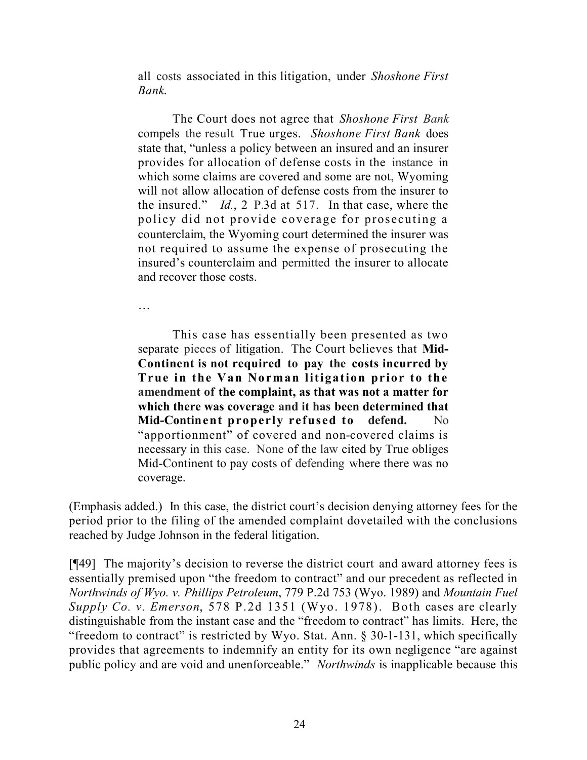> all costs associated in this litigation, under *Shoshone First Bank.*
>
> The Court does not agree that *Shoshone First Bank* compels the result True urges. *Shoshone First Bank* does state that, "unless a policy between an insured and an insurer provides for allocation of defense costs in the instance in which some claims are covered and some are not, Wyoming will not allow allocation of defense costs from the insurer to the insured." *Id.*, 2 P.3d at 517. In that case, where the policy did not provide coverage for prosecuting a counterclaim, the Wyoming court determined the insurer was not required to assume the expense of prosecuting the insured's counterclaim and permitted the insurer to allocate and recover those costs.
>
> …
>
> This case has essentially been presented as two separate pieces of litigation. The Court believes that **Mid-Continent is not required to pay the costs incurred by True in the Van Norman litigation prior to the amendment of the complaint, as that was not a matter for which there was coverage and it has been determined that Mid-Continent properly refused to defend.** No "apportionment" of covered and non-covered claims is necessary in this case. None of the law cited by True obliges Mid-Continent to pay costs of defending where there was no coverage.

(Emphasis added.) In this case, the district court's decision denying attorney fees for the period prior to the filing of the amended complaint dovetailed with the conclusions reached by Judge Johnson in the federal litigation.

[¶49] The majority's decision to reverse the district court and award attorney fees is essentially premised upon "the freedom to contract" and our precedent as reflected in *Northwinds of Wyo. v. Phillips Petroleum*, 779 P.2d 753 (Wyo. 1989) and *Mountain Fuel Supply Co. v. Emerson*, 578 P.2d 1351 (Wyo. 1978). Both cases are clearly distinguishable from the instant case and the "freedom to contract" has limits. Here, the "freedom to contract" is restricted by Wyo. Stat. Ann. § 30-1-131, which specifically provides that agreements to indemnify an entity for its own negligence "are against public policy and are void and unenforceable." *Northwinds* is inapplicable because this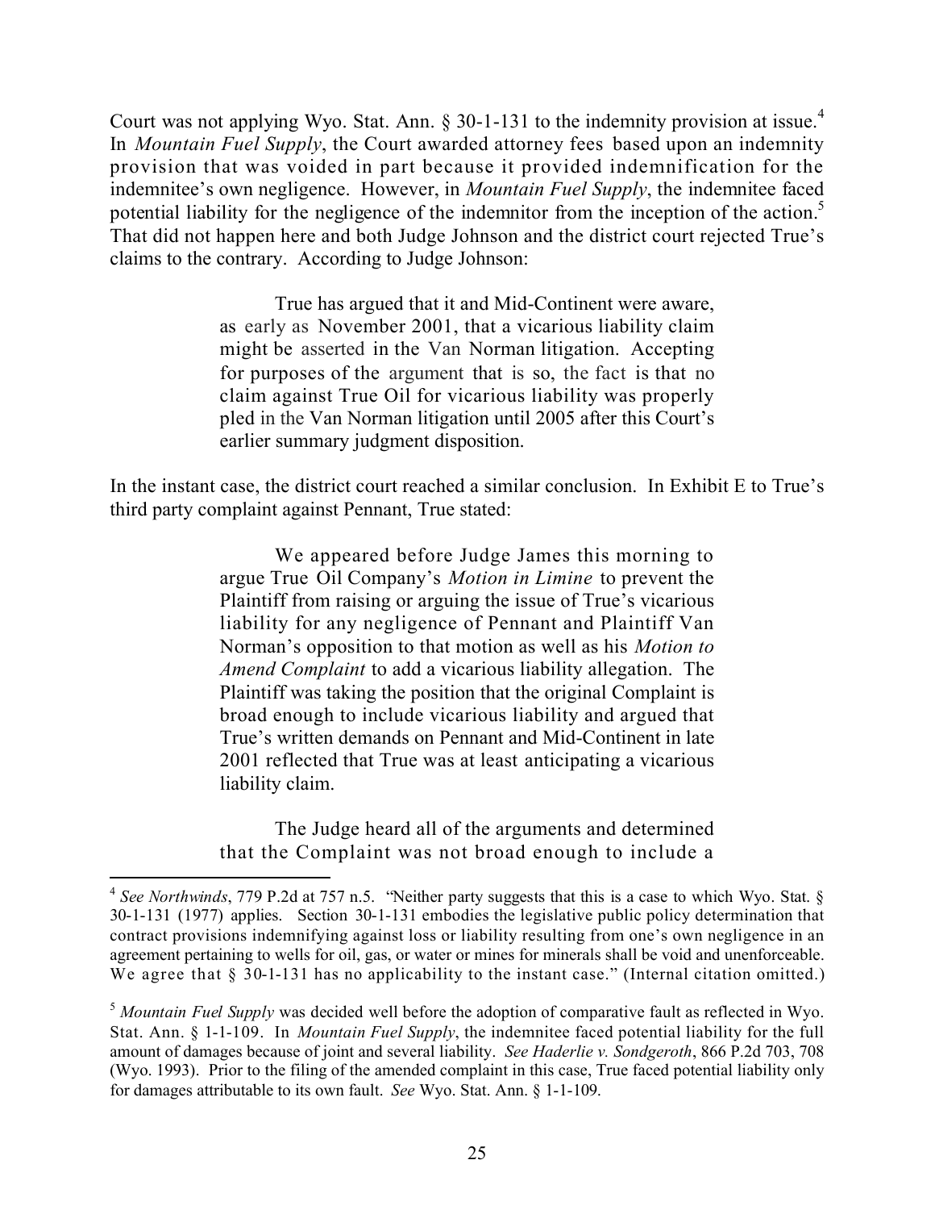Court was not applying Wyo. Stat. Ann. § 30-1-131 to the indemnity provision at issue.[4] In *Mountain Fuel Supply*, the Court awarded attorney fees based upon an indemnity provision that was voided in part because it provided indemnification for the indemnitee's own negligence. However, in *Mountain Fuel Supply*, the indemnitee faced potential liability for the negligence of the indemnitor from the inception of the action.[5] That did not happen here and both Judge Johnson and the district court rejected True's claims to the contrary. According to Judge Johnson:

> True has argued that it and Mid-Continent were aware, as early as November 2001, that a vicarious liability claim might be asserted in the Van Norman litigation. Accepting for purposes of the argument that is so, the fact is that no claim against True Oil for vicarious liability was properly pled in the Van Norman litigation until 2005 after this Court's earlier summary judgment disposition.

In the instant case, the district court reached a similar conclusion. In Exhibit E to True's third party complaint against Pennant, True stated:

> We appeared before Judge James this morning to argue True Oil Company's *Motion in Limine* to prevent the Plaintiff from raising or arguing the issue of True's vicarious liability for any negligence of Pennant and Plaintiff Van Norman's opposition to that motion as well as his *Motion to Amend Complaint* to add a vicarious liability allegation. The Plaintiff was taking the position that the original Complaint is broad enough to include vicarious liability and argued that True's written demands on Pennant and Mid-Continent in late 2001 reflected that True was at least anticipating a vicarious liability claim.
>
> The Judge heard all of the arguments and determined that the Complaint was not broad enough to include a

---

[4] *See Northwinds*, 779 P.2d at 757 n.5. "Neither party suggests that this is a case to which Wyo. Stat. § 30-1-131 (1977) applies. Section 30-1-131 embodies the legislative public policy determination that contract provisions indemnifying against loss or liability resulting from one's own negligence in an agreement pertaining to wells for oil, gas, or water or mines for minerals shall be void and unenforceable. We agree that § 30-1-131 has no applicability to the instant case." (Internal citation omitted.)

[5] *Mountain Fuel Supply* was decided well before the adoption of comparative fault as reflected in Wyo. Stat. Ann. § 1-1-109. In *Mountain Fuel Supply*, the indemnitee faced potential liability for the full amount of damages because of joint and several liability. *See Haderlie v. Sondgeroth*, 866 P.2d 703, 708 (Wyo. 1993). Prior to the filing of the amended complaint in this case, True faced potential liability only for damages attributable to its own fault. *See* Wyo. Stat. Ann. § 1-1-109.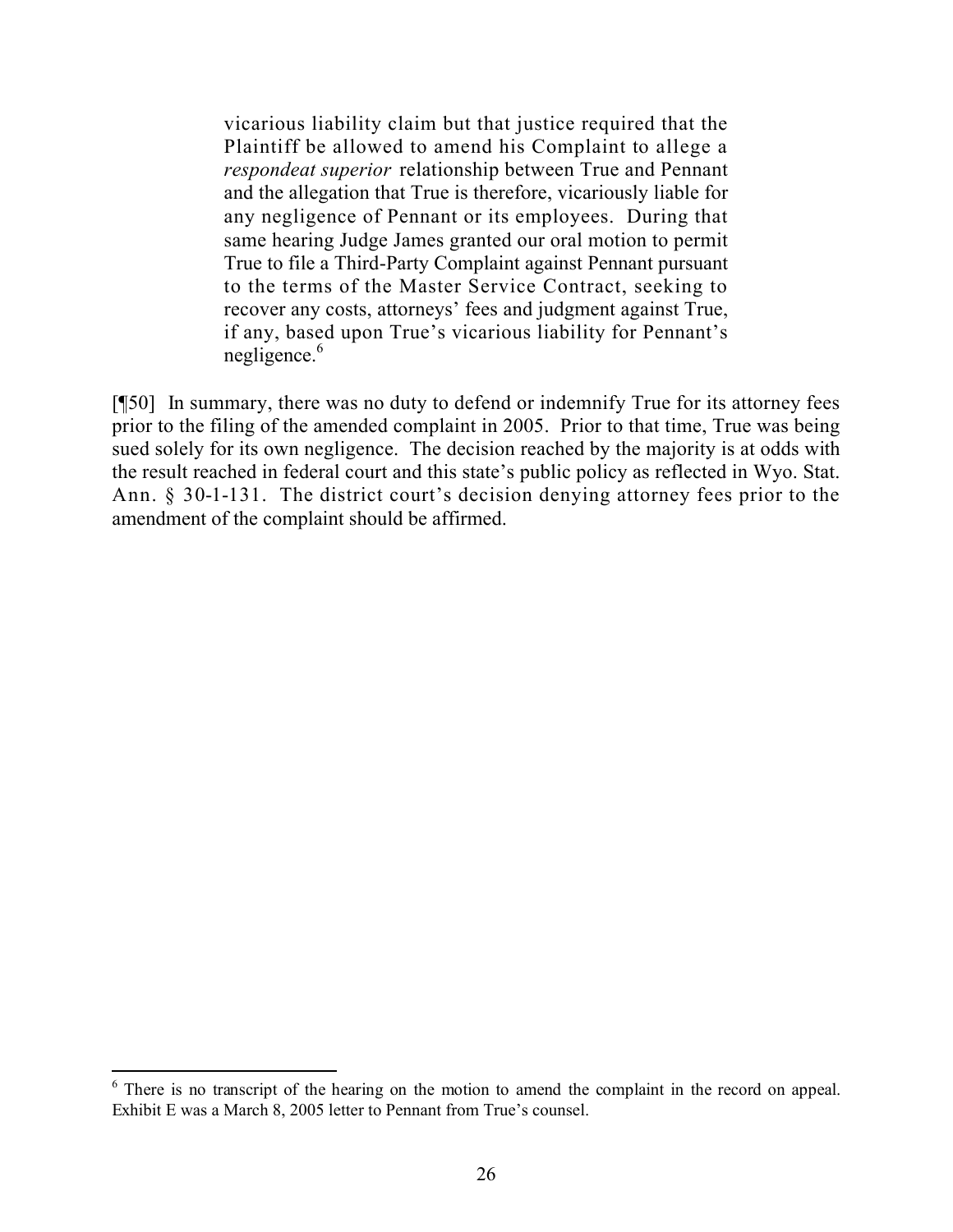> vicarious liability claim but that justice required that the Plaintiff be allowed to amend his Complaint to allege a *respondeat superior* relationship between True and Pennant and the allegation that True is therefore, vicariously liable for any negligence of Pennant or its employees. During that same hearing Judge James granted our oral motion to permit True to file a Third-Party Complaint against Pennant pursuant to the terms of the Master Service Contract, seeking to recover any costs, attorneys' fees and judgment against True, if any, based upon True's vicarious liability for Pennant's negligence.[6]

[¶50] In summary, there was no duty to defend or indemnify True for its attorney fees prior to the filing of the amended complaint in 2005. Prior to that time, True was being sued solely for its own negligence. The decision reached by the majority is at odds with the result reached in federal court and this state's public policy as reflected in Wyo. Stat. Ann. § 30-1-131. The district court's decision denying attorney fees prior to the amendment of the complaint should be affirmed.

---

[6] There is no transcript of the hearing on the motion to amend the complaint in the record on appeal. Exhibit E was a March 8, 2005 letter to Pennant from True's counsel.